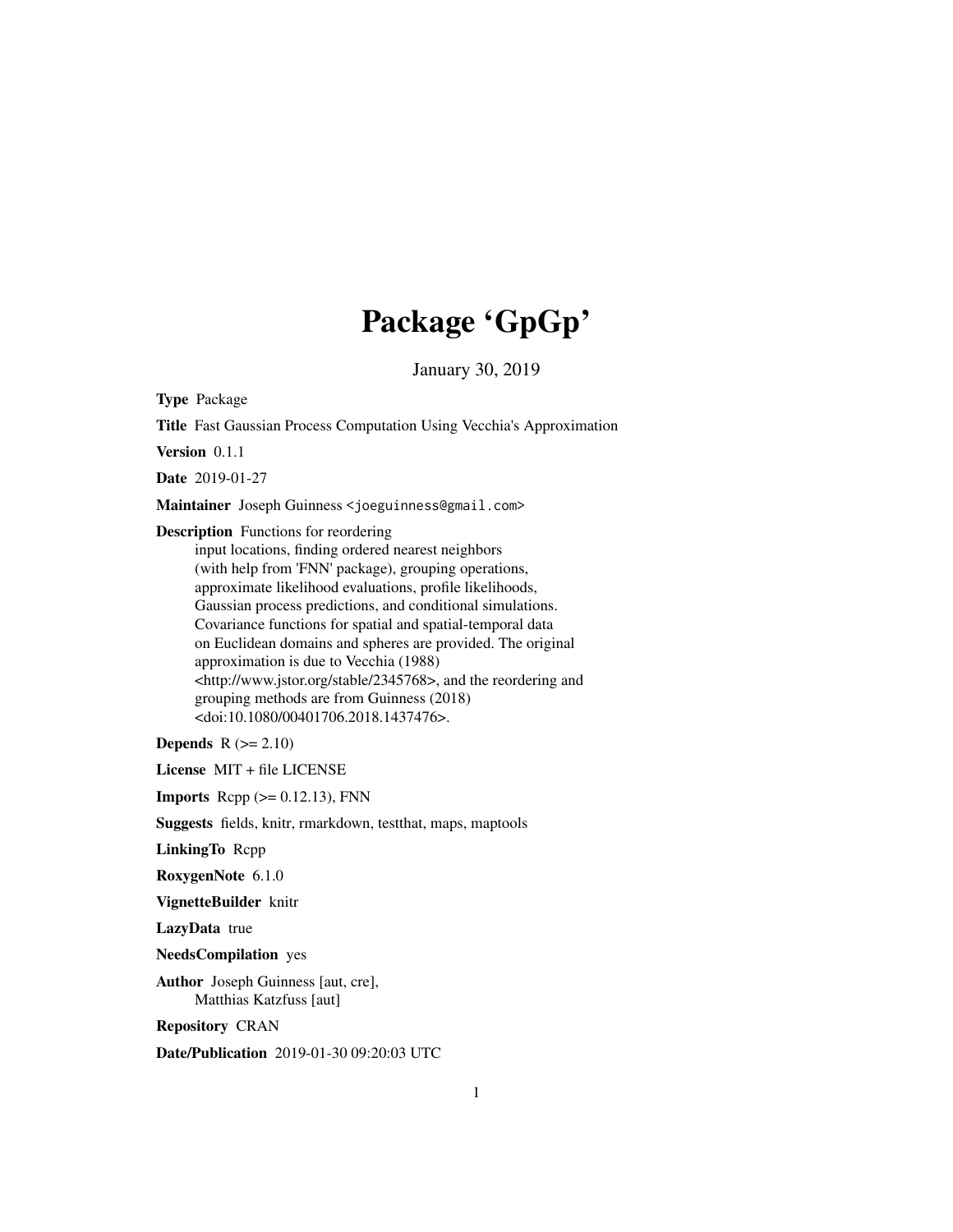# Package 'GpGp'

January 30, 2019

**Type** Package

**Title** Fast Gaussian Process Computation Using Vecchia's Approximation

**Version** 0.1.1

**Date** 2019-01-27

**Maintainer** Joseph Guinness <joeguinness@gmail.com>

**Description** Functions for reordering input locations, finding ordered nearest neighbors (with help from 'FNN' package), grouping operations, approximate likelihood evaluations, profile likelihoods, Gaussian process predictions, and conditional simulations. Covariance functions for spatial and spatial-temporal data on Euclidean domains and spheres are provided. The original approximation is due to Vecchia (1988) <http://www.jstor.org/stable/2345768>, and the reordering and grouping methods are from Guinness (2018) <doi:10.1080/00401706.2018.1437476>.

**Depends** R (>= 2.10)

**License** MIT + file LICENSE

**Imports** Rcpp (>= 0.12.13), FNN

**Suggests** fields, knitr, rmarkdown, testthat, maps, maptools

**LinkingTo** Rcpp

**RoxygenNote** 6.1.0

**VignetteBuilder** knitr

**LazyData** true

**NeedsCompilation** yes

**Author** Joseph Guinness [aut, cre], Matthias Katzfuss [aut]

**Repository** CRAN

**Date/Publication** 2019-01-30 09:20:03 UTC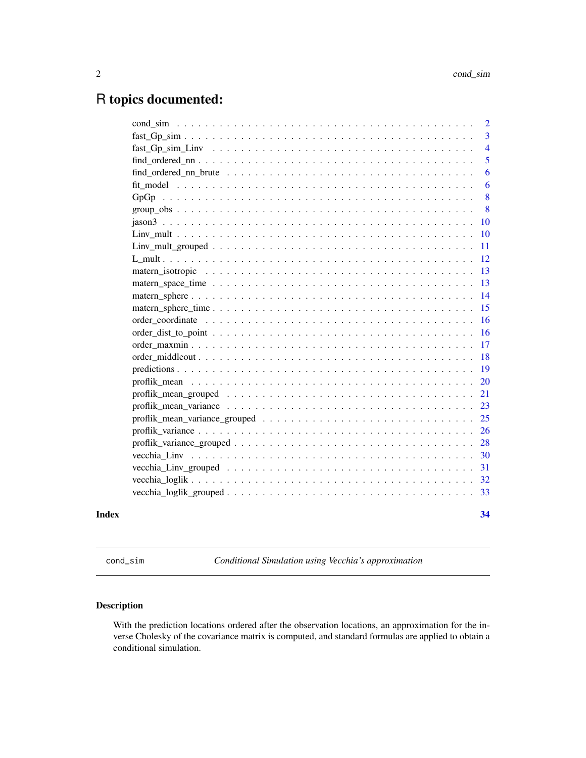# R topics documented:

- cond_sim . . . . . . . . . . . . . . . . . . . . . . . . . . . . . . . . . . . . . . . . 2
- fast_Gp_sim . . . . . . . . . . . . . . . . . . . . . . . . . . . . . . . . . . . . . . 3
- fast_Gp_sim_Linv . . . . . . . . . . . . . . . . . . . . . . . . . . . . . . . . . . . 4
- find_ordered_nn . . . . . . . . . . . . . . . . . . . . . . . . . . . . . . . . . . . . 5
- find_ordered_nn_brute . . . . . . . . . . . . . . . . . . . . . . . . . . . . . . . . 6
- fit_model . . . . . . . . . . . . . . . . . . . . . . . . . . . . . . . . . . . . . . . 6
- GpGp . . . . . . . . . . . . . . . . . . . . . . . . . . . . . . . . . . . . . . . . . 8
- group_obs . . . . . . . . . . . . . . . . . . . . . . . . . . . . . . . . . . . . . . . 8
- jason3 . . . . . . . . . . . . . . . . . . . . . . . . . . . . . . . . . . . . . . . . 10
- Linv_mult . . . . . . . . . . . . . . . . . . . . . . . . . . . . . . . . . . . . . . 10
- Linv_mult_grouped . . . . . . . . . . . . . . . . . . . . . . . . . . . . . . . . . . 11
- L_mult . . . . . . . . . . . . . . . . . . . . . . . . . . . . . . . . . . . . . . . . 12
- matern_isotropic . . . . . . . . . . . . . . . . . . . . . . . . . . . . . . . . . . . 13
- matern_space_time . . . . . . . . . . . . . . . . . . . . . . . . . . . . . . . . . . 13
- matern_sphere . . . . . . . . . . . . . . . . . . . . . . . . . . . . . . . . . . . . 14
- matern_sphere_time . . . . . . . . . . . . . . . . . . . . . . . . . . . . . . . . . 15
- order_coordinate . . . . . . . . . . . . . . . . . . . . . . . . . . . . . . . . . . . 16
- order_dist_to_point . . . . . . . . . . . . . . . . . . . . . . . . . . . . . . . . . 16
- order_maxmin . . . . . . . . . . . . . . . . . . . . . . . . . . . . . . . . . . . . . 17
- order_middleout . . . . . . . . . . . . . . . . . . . . . . . . . . . . . . . . . . . 18
- predictions . . . . . . . . . . . . . . . . . . . . . . . . . . . . . . . . . . . . . . 19
- proflik_mean . . . . . . . . . . . . . . . . . . . . . . . . . . . . . . . . . . . . . 20
- proflik_mean_grouped . . . . . . . . . . . . . . . . . . . . . . . . . . . . . . . . 21
- proflik_mean_variance . . . . . . . . . . . . . . . . . . . . . . . . . . . . . . . . 23
- proflik_mean_variance_grouped . . . . . . . . . . . . . . . . . . . . . . . . . . . 25
- proflik_variance . . . . . . . . . . . . . . . . . . . . . . . . . . . . . . . . . . . 26
- proflik_variance_grouped . . . . . . . . . . . . . . . . . . . . . . . . . . . . . . 28
- vecchia_Linv . . . . . . . . . . . . . . . . . . . . . . . . . . . . . . . . . . . . . 30
- vecchia_Linv_grouped . . . . . . . . . . . . . . . . . . . . . . . . . . . . . . . . 31
- vecchia_loglik . . . . . . . . . . . . . . . . . . . . . . . . . . . . . . . . . . . . 32
- vecchia_loglik_grouped . . . . . . . . . . . . . . . . . . . . . . . . . . . . . . . 33

**Index** **34**

---

`cond_sim` *Conditional Simulation using Vecchia's approximation*

---

### Description

With the prediction locations ordered after the observation locations, an approximation for the inverse Cholesky of the covariance matrix is computed, and standard formulas are applied to obtain a conditional simulation.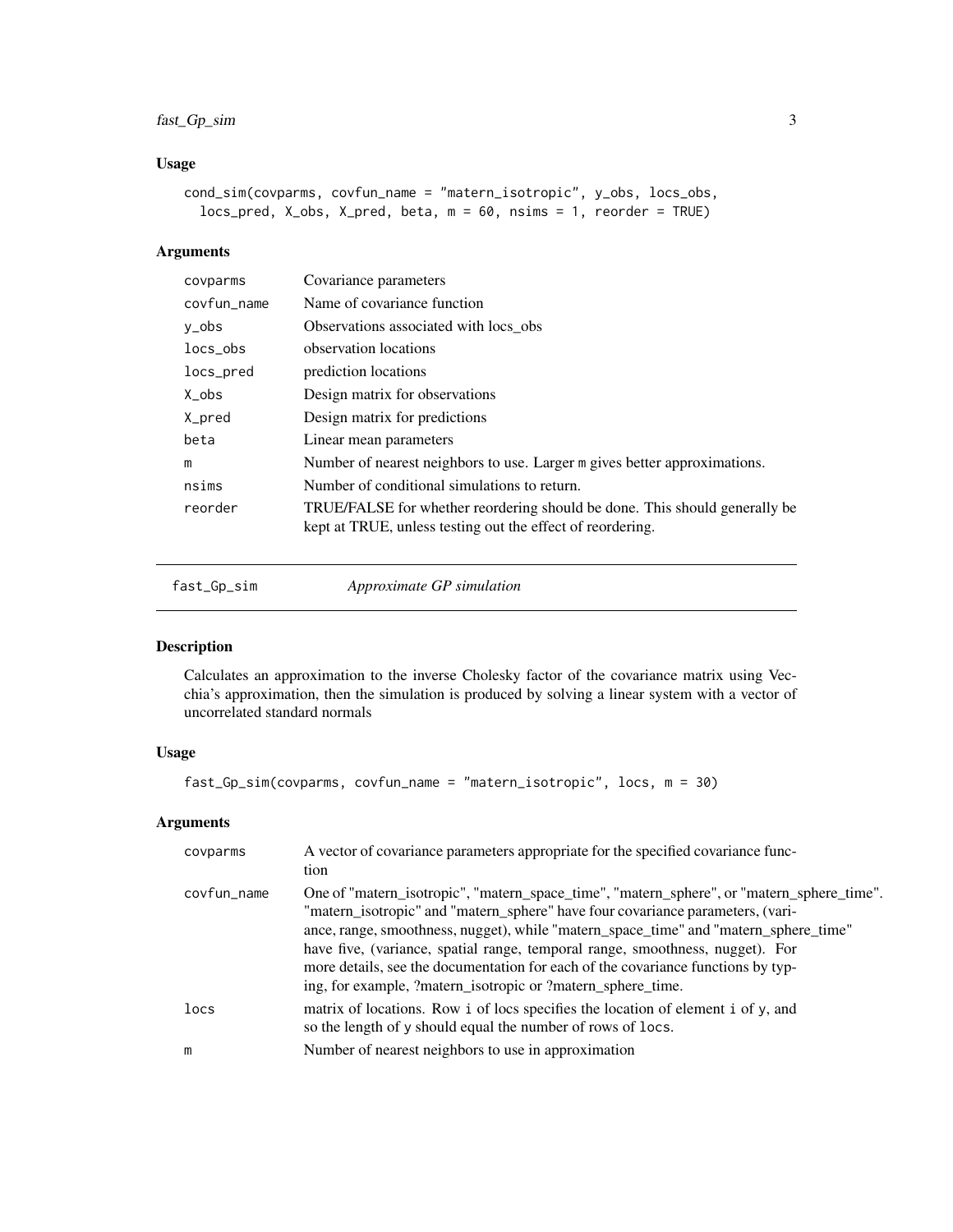### Usage

```
cond_sim(covparms, covfun_name = "matern_isotropic", y_obs, locs_obs,
  locs_pred, X_obs, X_pred, beta, m = 60, nsims = 1, reorder = TRUE)
```

### Arguments

| | |
|---|---|
| covparms | Covariance parameters |
| covfun_name | Name of covariance function |
| y_obs | Observations associated with locs_obs |
| locs_obs | observation locations |
| locs_pred | prediction locations |
| X_obs | Design matrix for observations |
| X_pred | Design matrix for predictions |
| beta | Linear mean parameters |
| m | Number of nearest neighbors to use. Larger m gives better approximations. |
| nsims | Number of conditional simulations to return. |
| reorder | TRUE/FALSE for whether reordering should be done. This should generally be kept at TRUE, unless testing out the effect of reordering. |

---

## fast_Gp_sim — *Approximate GP simulation*

### Description

Calculates an approximation to the inverse Cholesky factor of the covariance matrix using Vecchia's approximation, then the simulation is produced by solving a linear system with a vector of uncorrelated standard normals

### Usage

```
fast_Gp_sim(covparms, covfun_name = "matern_isotropic", locs, m = 30)
```

### Arguments

| | |
|---|---|
| covparms | A vector of covariance parameters appropriate for the specified covariance function |
| covfun_name | One of "matern_isotropic", "matern_space_time", "matern_sphere", or "matern_sphere_time". "matern_isotropic" and "matern_sphere" have four covariance parameters, (variance, range, smoothness, nugget), while "matern_space_time" and "matern_sphere_time" have five, (variance, spatial range, temporal range, smoothness, nugget). For more details, see the documentation for each of the covariance functions by typing, for example, ?matern_isotropic or ?matern_sphere_time. |
| locs | matrix of locations. Row i of locs specifies the location of element i of y, and so the length of y should equal the number of rows of locs. |
| m | Number of nearest neighbors to use in approximation |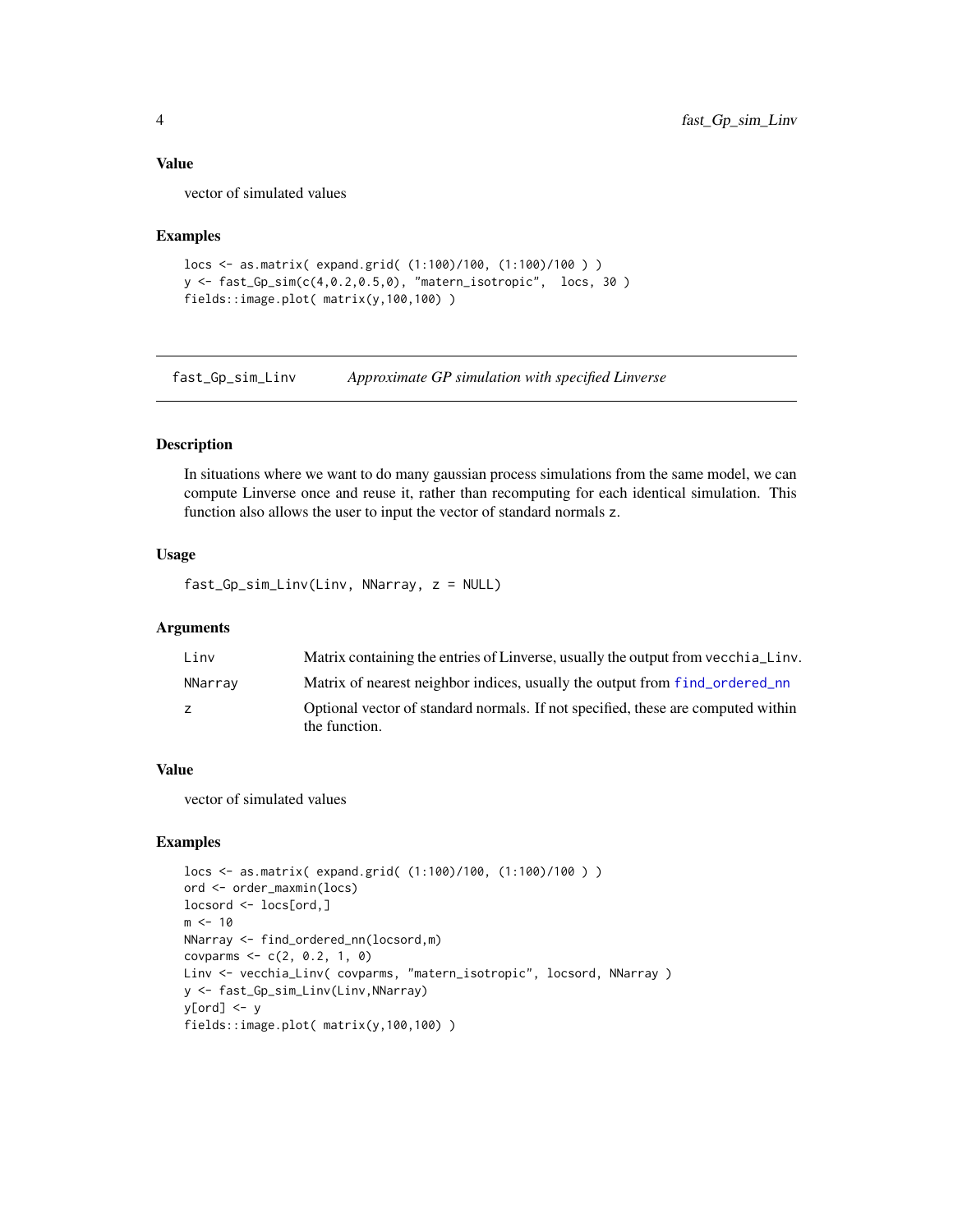### Value

vector of simulated values

### Examples

```
locs <- as.matrix( expand.grid( (1:100)/100, (1:100)/100 ) )
y <- fast_Gp_sim(c(4,0.2,0.5,0), "matern_isotropic",  locs, 30 )
fields::image.plot( matrix(y,100,100) )
```

---

## fast_Gp_sim_Linv    *Approximate GP simulation with specified Linverse*

---

### Description

In situations where we want to do many gaussian process simulations from the same model, we can compute Linverse once and reuse it, rather than recomputing for each identical simulation. This function also allows the user to input the vector of standard normals z.

### Usage

```
fast_Gp_sim_Linv(Linv, NNarray, z = NULL)
```

### Arguments

| | |
|---|---|
| Linv | Matrix containing the entries of Linverse, usually the output from vecchia_Linv. |
| NNarray | Matrix of nearest neighbor indices, usually the output from find_ordered_nn |
| z | Optional vector of standard normals. If not specified, these are computed within the function. |

### Value

vector of simulated values

### Examples

```
locs <- as.matrix( expand.grid( (1:100)/100, (1:100)/100 ) )
ord <- order_maxmin(locs)
locsord <- locs[ord,]
m <- 10
NNarray <- find_ordered_nn(locsord,m)
covparms <- c(2, 0.2, 1, 0)
Linv <- vecchia_Linv( covparms, "matern_isotropic", locsord, NNarray )
y <- fast_Gp_sim_Linv(Linv,NNarray)
y[ord] <- y
fields::image.plot( matrix(y,100,100) )
```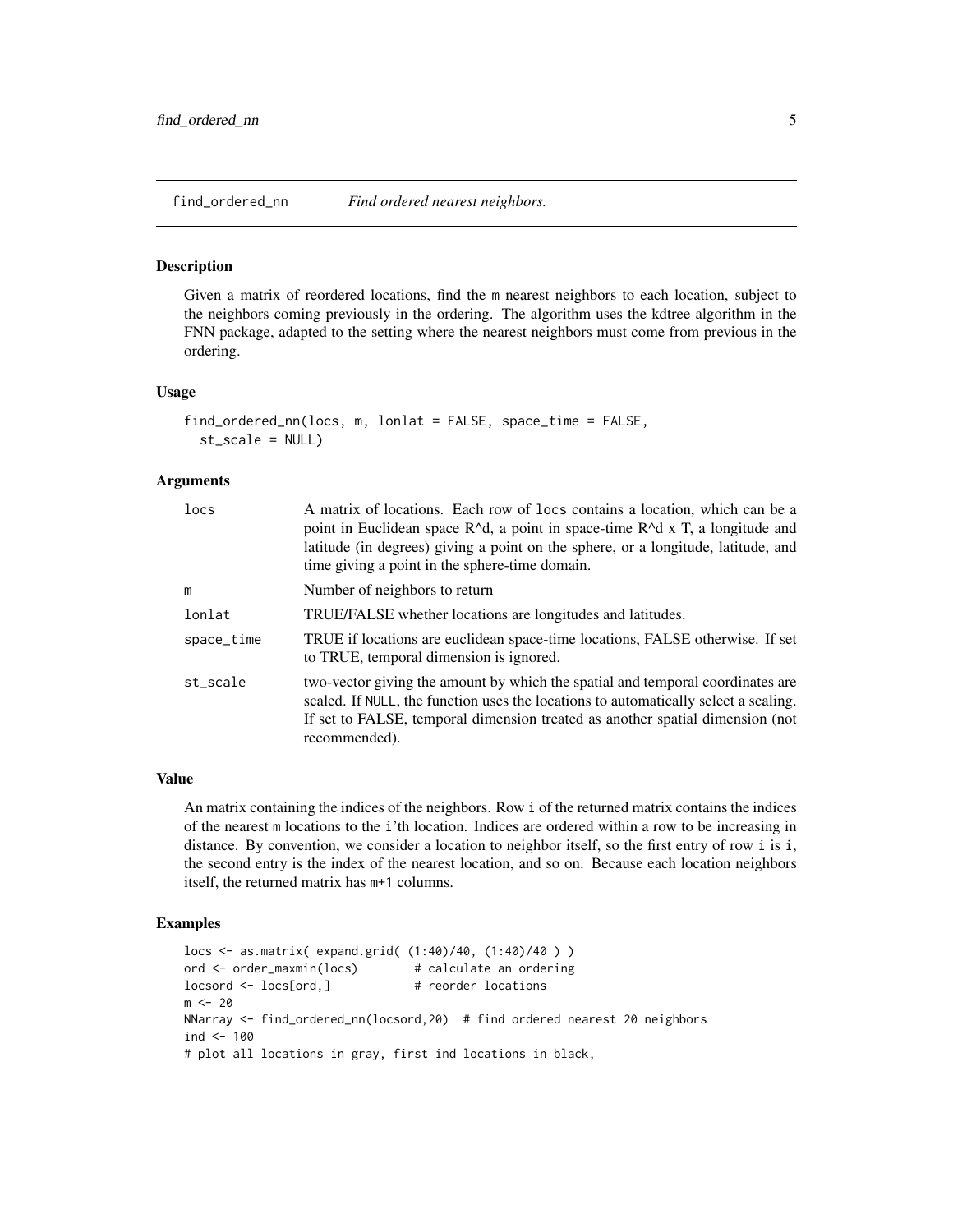## find_ordered_nn    *Find ordered nearest neighbors.*

### Description

Given a matrix of reordered locations, find the m nearest neighbors to each location, subject to the neighbors coming previously in the ordering. The algorithm uses the kdtree algorithm in the FNN package, adapted to the setting where the nearest neighbors must come from previous in the ordering.

### Usage

```
find_ordered_nn(locs, m, lonlat = FALSE, space_time = FALSE,
  st_scale = NULL)
```

### Arguments

| | |
|---|---|
| locs | A matrix of locations. Each row of locs contains a location, which can be a point in Euclidean space R^d, a point in space-time R^d x T, a longitude and latitude (in degrees) giving a point on the sphere, or a longitude, latitude, and time giving a point in the sphere-time domain. |
| m | Number of neighbors to return |
| lonlat | TRUE/FALSE whether locations are longitudes and latitudes. |
| space_time | TRUE if locations are euclidean space-time locations, FALSE otherwise. If set to TRUE, temporal dimension is ignored. |
| st_scale | two-vector giving the amount by which the spatial and temporal coordinates are scaled. If NULL, the function uses the locations to automatically select a scaling. If set to FALSE, temporal dimension treated as another spatial dimension (not recommended). |

### Value

An matrix containing the indices of the neighbors. Row i of the returned matrix contains the indices of the nearest m locations to the i'th location. Indices are ordered within a row to be increasing in distance. By convention, we consider a location to neighbor itself, so the first entry of row i is i, the second entry is the index of the nearest location, and so on. Because each location neighbors itself, the returned matrix has m+1 columns.

### Examples

```
locs <- as.matrix( expand.grid( (1:40)/40, (1:40)/40 ) )
ord <- order_maxmin(locs)        # calculate an ordering
locsord <- locs[ord,]            # reorder locations
m <- 20
NNarray <- find_ordered_nn(locsord,20)  # find ordered nearest 20 neighbors
ind <- 100
# plot all locations in gray, first ind locations in black,
```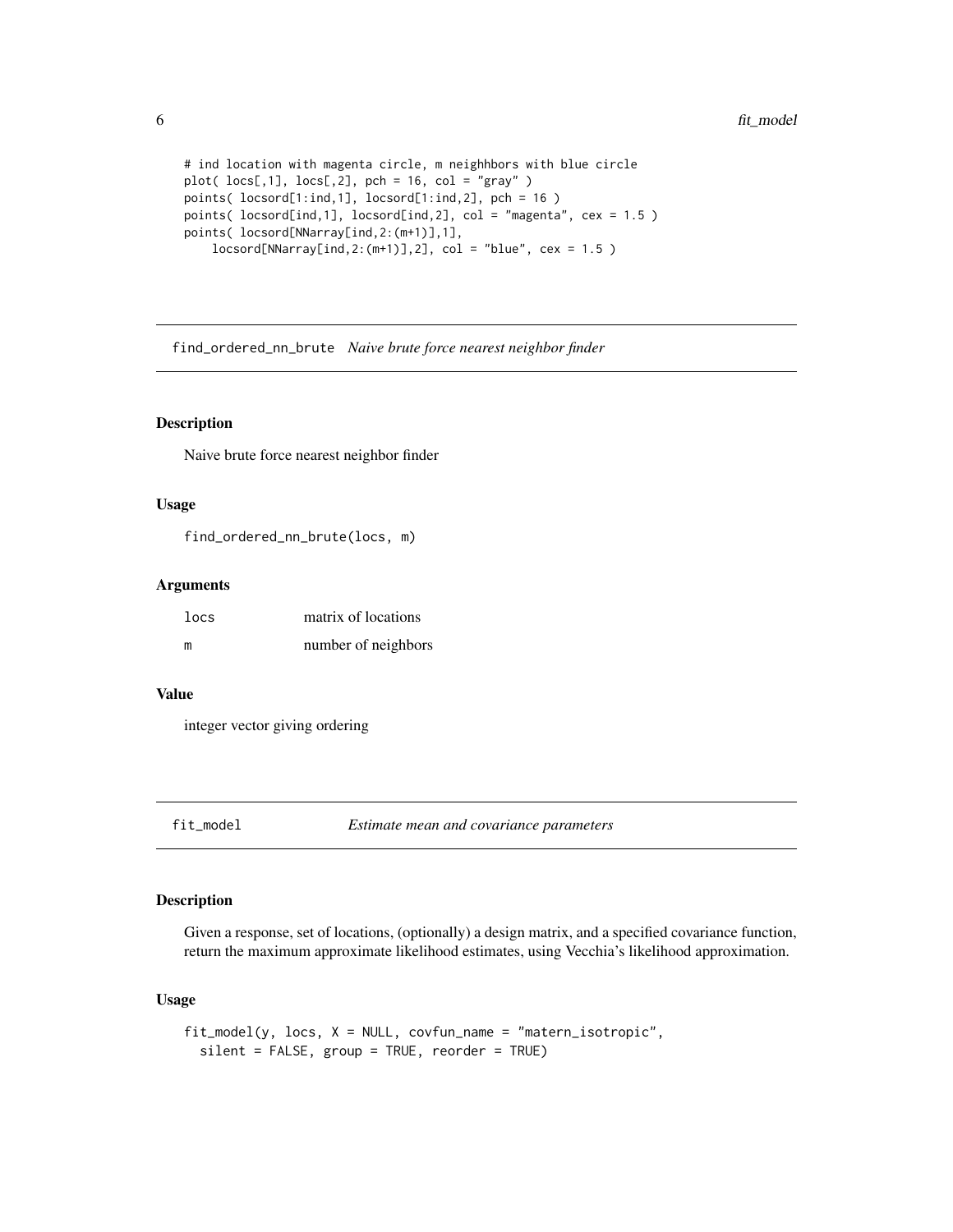```
# ind location with magenta circle, m neighhbors with blue circle
plot( locs[,1], locs[,2], pch = 16, col = "gray" )
points( locsord[1:ind,1], locsord[1:ind,2], pch = 16 )
points( locsord[ind,1], locsord[ind,2], col = "magenta", cex = 1.5 )
points( locsord[NNarray[ind,2:(m+1)],1],
    locsord[NNarray[ind,2:(m+1)],2], col = "blue", cex = 1.5 )
```

---

## find_ordered_nn_brute *Naive brute force nearest neighbor finder*

### Description

Naive brute force nearest neighbor finder

### Usage

```
find_ordered_nn_brute(locs, m)
```

### Arguments

| | |
|---|---|
| `locs` | matrix of locations |
| `m` | number of neighbors |

### Value

integer vector giving ordering

---

## fit_model *Estimate mean and covariance parameters*

### Description

Given a response, set of locations, (optionally) a design matrix, and a specified covariance function, return the maximum approximate likelihood estimates, using Vecchia's likelihood approximation.

### Usage

```
fit_model(y, locs, X = NULL, covfun_name = "matern_isotropic",
  silent = FALSE, group = TRUE, reorder = TRUE)
```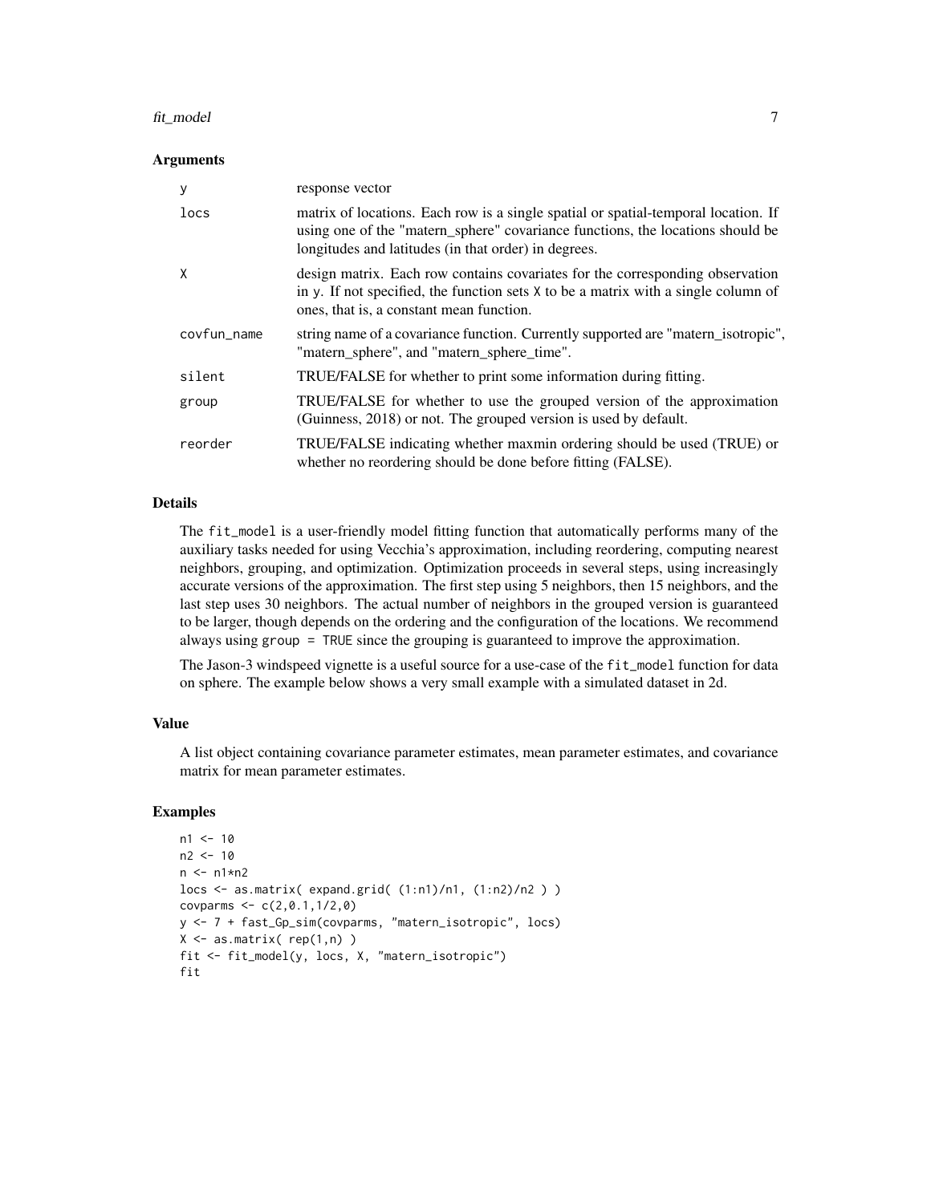### Arguments

| | |
|---|---|
| y | response vector |
| locs | matrix of locations. Each row is a single spatial or spatial-temporal location. If using one of the "matern_sphere" covariance functions, the locations should be longitudes and latitudes (in that order) in degrees. |
| X | design matrix. Each row contains covariates for the corresponding observation in y. If not specified, the function sets X to be a matrix with a single column of ones, that is, a constant mean function. |
| covfun_name | string name of a covariance function. Currently supported are "matern_isotropic", "matern_sphere", and "matern_sphere_time". |
| silent | TRUE/FALSE for whether to print some information during fitting. |
| group | TRUE/FALSE for whether to use the grouped version of the approximation (Guinness, 2018) or not. The grouped version is used by default. |
| reorder | TRUE/FALSE indicating whether maxmin ordering should be used (TRUE) or whether no reordering should be done before fitting (FALSE). |

### Details

The `fit_model` is a user-friendly model fitting function that automatically performs many of the auxiliary tasks needed for using Vecchia's approximation, including reordering, computing nearest neighbors, grouping, and optimization. Optimization proceeds in several steps, using increasingly accurate versions of the approximation. The first step using 5 neighbors, then 15 neighbors, and the last step uses 30 neighbors. The actual number of neighbors in the grouped version is guaranteed to be larger, though depends on the ordering and the configuration of the locations. We recommend always using `group = TRUE` since the grouping is guaranteed to improve the approximation.

The Jason-3 windspeed vignette is a useful source for a use-case of the `fit_model` function for data on sphere. The example below shows a very small example with a simulated dataset in 2d.

### Value

A list object containing covariance parameter estimates, mean parameter estimates, and covariance matrix for mean parameter estimates.

### Examples

```
n1 <- 10
n2 <- 10
n <- n1*n2
locs <- as.matrix( expand.grid( (1:n1)/n1, (1:n2)/n2 ) )
covparms <- c(2,0.1,1/2,0)
y <- 7 + fast_Gp_sim(covparms, "matern_isotropic", locs)
X <- as.matrix( rep(1,n) )
fit <- fit_model(y, locs, X, "matern_isotropic")
fit
```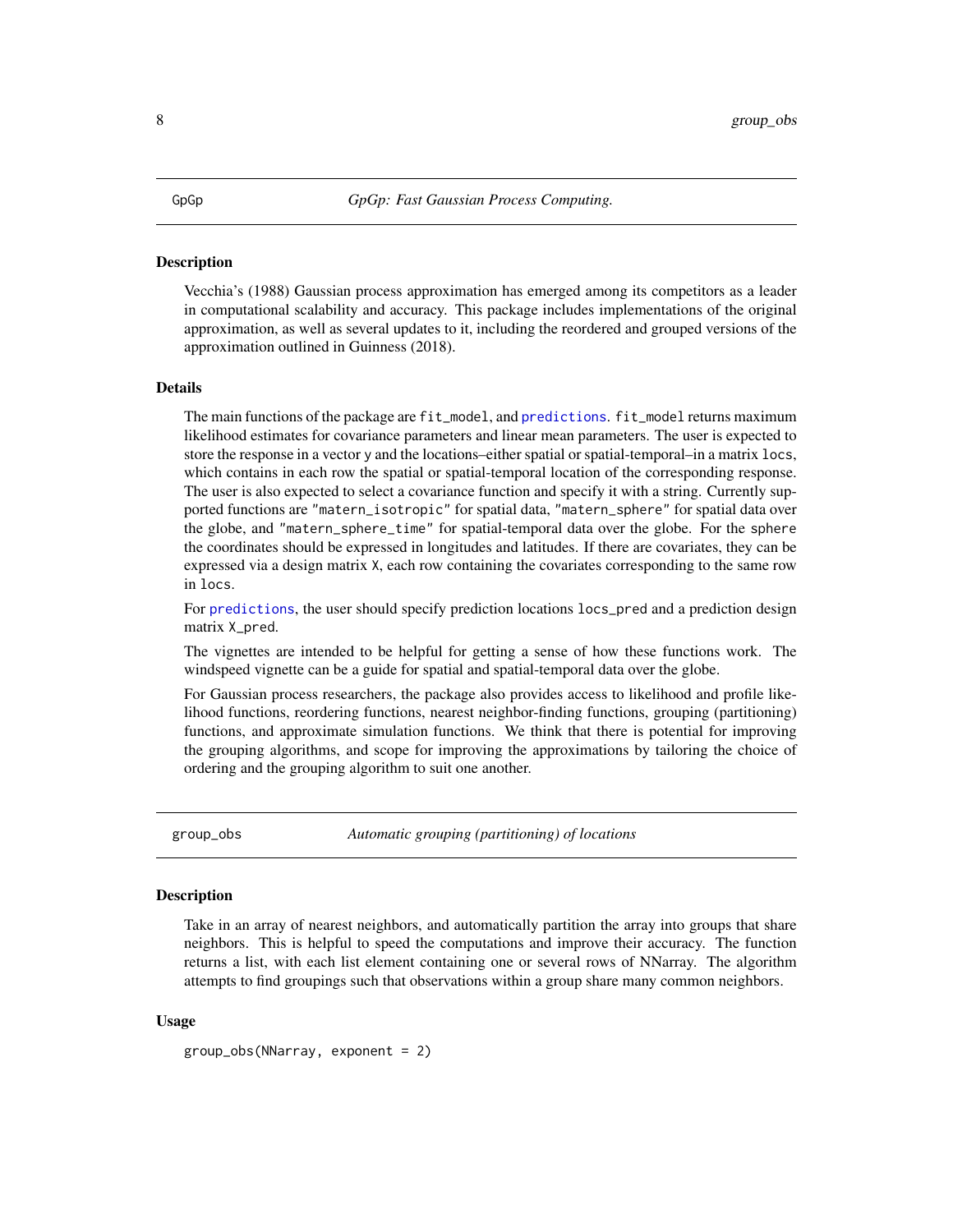## GpGp — *GpGp: Fast Gaussian Process Computing.*

### Description

Vecchia's (1988) Gaussian process approximation has emerged among its competitors as a leader in computational scalability and accuracy. This package includes implementations of the original approximation, as well as several updates to it, including the reordered and grouped versions of the approximation outlined in Guinness (2018).

### Details

The main functions of the package are `fit_model`, and `predictions`. `fit_model` returns maximum likelihood estimates for covariance parameters and linear mean parameters. The user is expected to store the response in a vector `y` and the locations–either spatial or spatial-temporal–in a matrix `locs`, which contains in each row the spatial or spatial-temporal location of the corresponding response. The user is also expected to select a covariance function and specify it with a string. Currently supported functions are `"matern_isotropic"` for spatial data, `"matern_sphere"` for spatial data over the globe, and `"matern_sphere_time"` for spatial-temporal data over the globe. For the `sphere` the coordinates should be expressed in longitudes and latitudes. If there are covariates, they can be expressed via a design matrix `X`, each row containing the covariates corresponding to the same row in `locs`.

For `predictions`, the user should specify prediction locations `locs_pred` and a prediction design matrix `X_pred`.

The vignettes are intended to be helpful for getting a sense of how these functions work. The windspeed vignette can be a guide for spatial and spatial-temporal data over the globe.

For Gaussian process researchers, the package also provides access to likelihood and profile likelihood functions, reordering functions, nearest neighbor-finding functions, grouping (partitioning) functions, and approximate simulation functions. We think that there is potential for improving the grouping algorithms, and scope for improving the approximations by tailoring the choice of ordering and the grouping algorithm to suit one another.

## group_obs — *Automatic grouping (partitioning) of locations*

### Description

Take in an array of nearest neighbors, and automatically partition the array into groups that share neighbors. This is helpful to speed the computations and improve their accuracy. The function returns a list, with each list element containing one or several rows of NNarray. The algorithm attempts to find groupings such that observations within a group share many common neighbors.

### Usage

```
group_obs(NNarray, exponent = 2)
```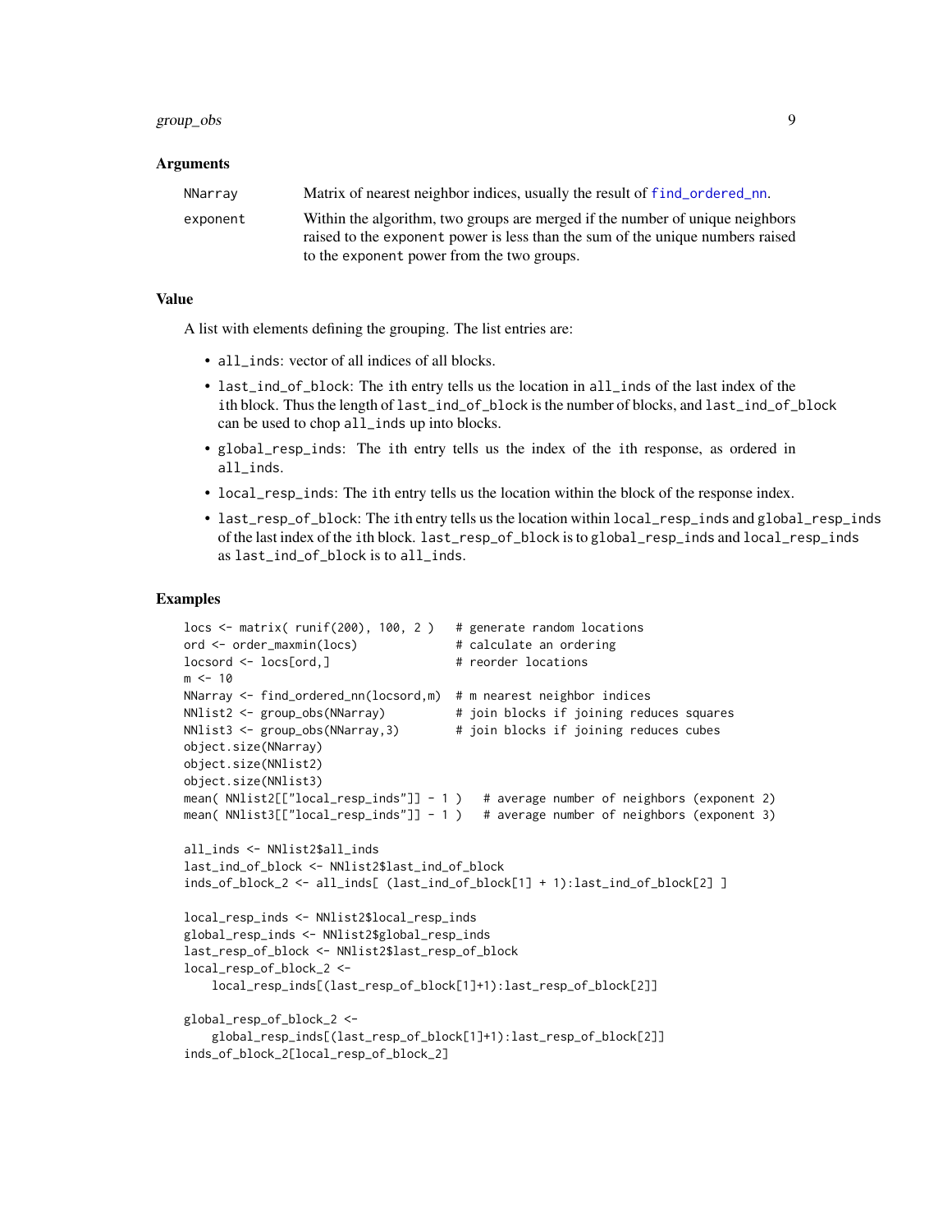## Arguments

| | |
|---|---|
| NNarray | Matrix of nearest neighbor indices, usually the result of find_ordered_nn. |
| exponent | Within the algorithm, two groups are merged if the number of unique neighbors raised to the exponent power is less than the sum of the unique numbers raised to the exponent power from the two groups. |

## Value

A list with elements defining the grouping. The list entries are:

- all_inds: vector of all indices of all blocks.
- last_ind_of_block: The ith entry tells us the location in all_inds of the last index of the ith block. Thus the length of last_ind_of_block is the number of blocks, and last_ind_of_block can be used to chop all_inds up into blocks.
- global_resp_inds: The ith entry tells us the index of the ith response, as ordered in all_inds.
- local_resp_inds: The ith entry tells us the location within the block of the response index.
- last_resp_of_block: The ith entry tells us the location within local_resp_inds and global_resp_inds of the last index of the ith block. last_resp_of_block is to global_resp_inds and local_resp_inds as last_ind_of_block is to all_inds.

## Examples

```
locs <- matrix( runif(200), 100, 2 )   # generate random locations
ord <- order_maxmin(locs)              # calculate an ordering
locsord <- locs[ord,]                  # reorder locations
m <- 10
NNarray <- find_ordered_nn(locsord,m)  # m nearest neighbor indices
NNlist2 <- group_obs(NNarray)          # join blocks if joining reduces squares
NNlist3 <- group_obs(NNarray,3)        # join blocks if joining reduces cubes
object.size(NNarray)
object.size(NNlist2)
object.size(NNlist3)
mean( NNlist2[["local_resp_inds"]] - 1 )   # average number of neighbors (exponent 2)
mean( NNlist3[["local_resp_inds"]] - 1 )   # average number of neighbors (exponent 3)

all_inds <- NNlist2$all_inds
last_ind_of_block <- NNlist2$last_ind_of_block
inds_of_block_2 <- all_inds[ (last_ind_of_block[1] + 1):last_ind_of_block[2] ]

local_resp_inds <- NNlist2$local_resp_inds
global_resp_inds <- NNlist2$global_resp_inds
last_resp_of_block <- NNlist2$last_resp_of_block
local_resp_of_block_2 <-
    local_resp_inds[(last_resp_of_block[1]+1):last_resp_of_block[2]]

global_resp_of_block_2 <-
    global_resp_inds[(last_resp_of_block[1]+1):last_resp_of_block[2]]
inds_of_block_2[local_resp_of_block_2]
```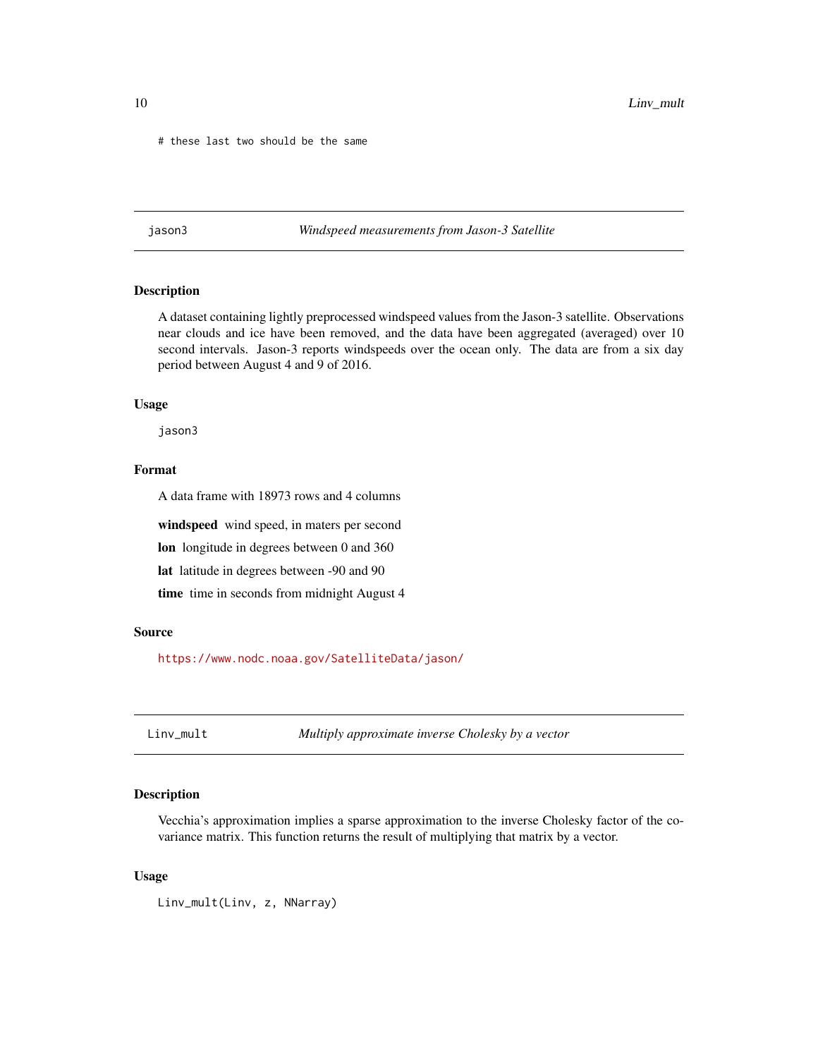```
# these last two should be the same
```

## jason3 — *Windspeed measurements from Jason-3 Satellite*

### Description

A dataset containing lightly preprocessed windspeed values from the Jason-3 satellite. Observations near clouds and ice have been removed, and the data have been aggregated (averaged) over 10 second intervals. Jason-3 reports windspeeds over the ocean only. The data are from a six day period between August 4 and 9 of 2016.

### Usage

```
jason3
```

### Format

A data frame with 18973 rows and 4 columns

**windspeed** wind speed, in maters per second

**lon** longitude in degrees between 0 and 360

**lat** latitude in degrees between -90 and 90

**time** time in seconds from midnight August 4

### Source

https://www.nodc.noaa.gov/SatelliteData/jason/

## Linv_mult — *Multiply approximate inverse Cholesky by a vector*

### Description

Vecchia's approximation implies a sparse approximation to the inverse Cholesky factor of the covariance matrix. This function returns the result of multiplying that matrix by a vector.

### Usage

```
Linv_mult(Linv, z, NNarray)
```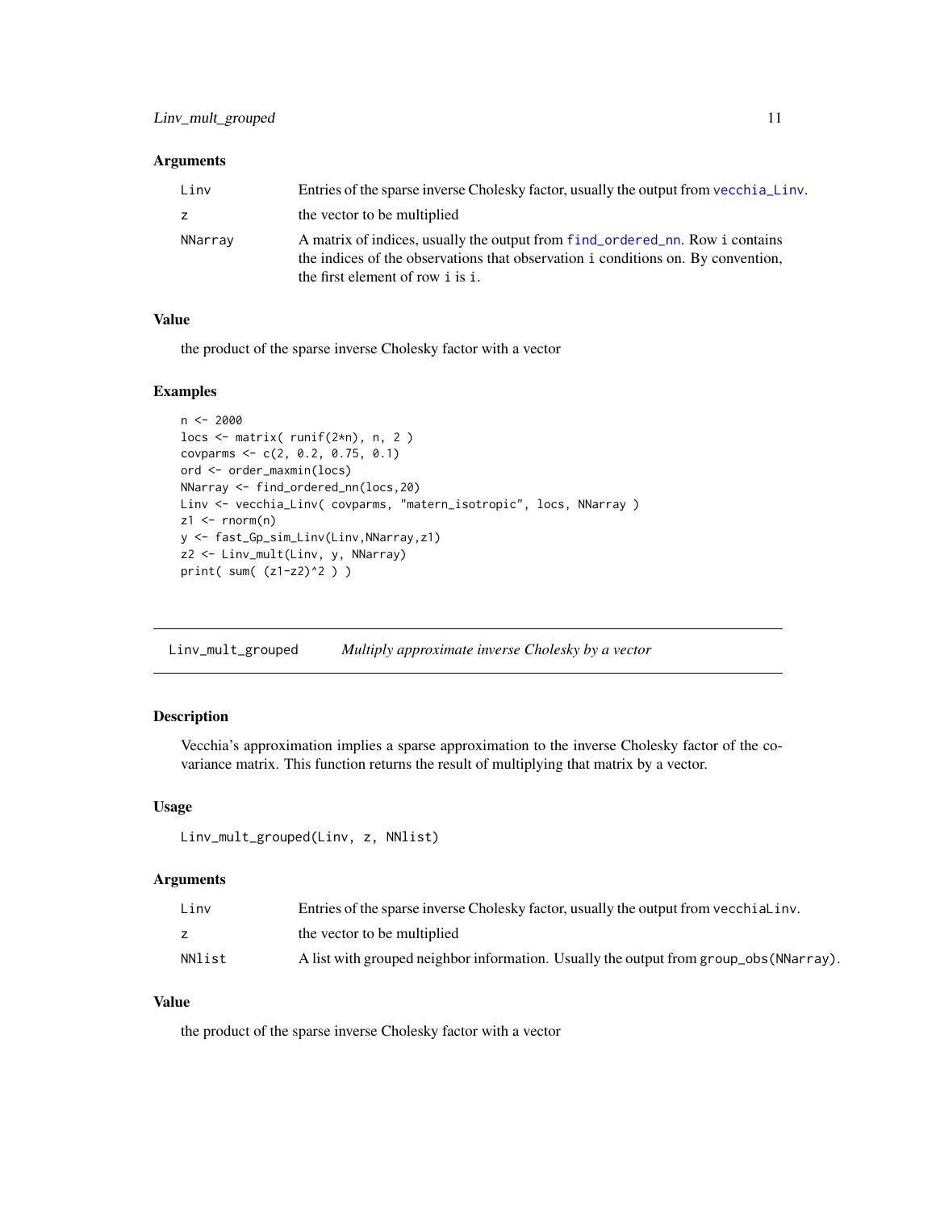### Arguments

| | |
|---|---|
| Linv | Entries of the sparse inverse Cholesky factor, usually the output from vecchia_Linv. |
| z | the vector to be multiplied |
| NNarray | A matrix of indices, usually the output from find_ordered_nn. Row i contains the indices of the observations that observation i conditions on. By convention, the first element of row i is i. |

### Value

the product of the sparse inverse Cholesky factor with a vector

### Examples

```
n <- 2000
locs <- matrix( runif(2*n), n, 2 )
covparms <- c(2, 0.2, 0.75, 0.1)
ord <- order_maxmin(locs)
NNarray <- find_ordered_nn(locs,20)
Linv <- vecchia_Linv( covparms, "matern_isotropic", locs, NNarray )
z1 <- rnorm(n)
y <- fast_Gp_sim_Linv(Linv,NNarray,z1)
z2 <- Linv_mult(Linv, y, NNarray)
print( sum( (z1-z2)^2 ) )
```

---

## Linv_mult_grouped    *Multiply approximate inverse Cholesky by a vector*

### Description

Vecchia's approximation implies a sparse approximation to the inverse Cholesky factor of the covariance matrix. This function returns the result of multiplying that matrix by a vector.

### Usage

```
Linv_mult_grouped(Linv, z, NNlist)
```

### Arguments

| | |
|---|---|
| Linv | Entries of the sparse inverse Cholesky factor, usually the output from vecchiaLinv. |
| z | the vector to be multiplied |
| NNlist | A list with grouped neighbor information. Usually the output from group_obs(NNarray). |

### Value

the product of the sparse inverse Cholesky factor with a vector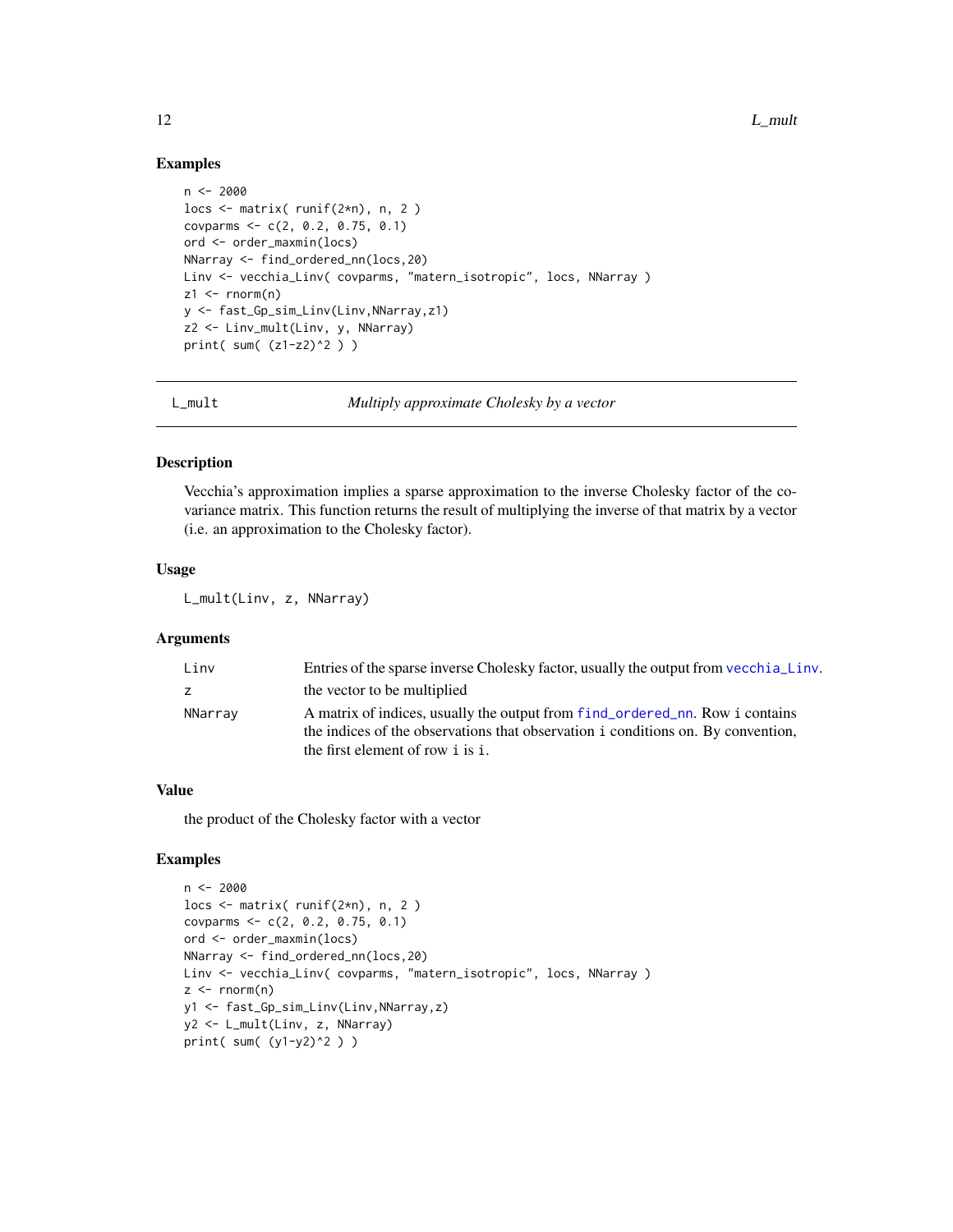## Examples

```
n <- 2000
locs <- matrix( runif(2*n), n, 2 )
covparms <- c(2, 0.2, 0.75, 0.1)
ord <- order_maxmin(locs)
NNarray <- find_ordered_nn(locs,20)
Linv <- vecchia_Linv( covparms, "matern_isotropic", locs, NNarray )
z1 <- rnorm(n)
y <- fast_Gp_sim_Linv(Linv,NNarray,z1)
z2 <- Linv_mult(Linv, y, NNarray)
print( sum( (z1-z2)^2 ) )
```

---

# L_mult — *Multiply approximate Cholesky by a vector*

## Description

Vecchia's approximation implies a sparse approximation to the inverse Cholesky factor of the covariance matrix. This function returns the result of multiplying the inverse of that matrix by a vector (i.e. an approximation to the Cholesky factor).

## Usage

```
L_mult(Linv, z, NNarray)
```

## Arguments

| | |
|---|---|
| Linv | Entries of the sparse inverse Cholesky factor, usually the output from vecchia_Linv. |
| z | the vector to be multiplied |
| NNarray | A matrix of indices, usually the output from find_ordered_nn. Row i contains the indices of the observations that observation i conditions on. By convention, the first element of row i is i. |

## Value

the product of the Cholesky factor with a vector

## Examples

```
n <- 2000
locs <- matrix( runif(2*n), n, 2 )
covparms <- c(2, 0.2, 0.75, 0.1)
ord <- order_maxmin(locs)
NNarray <- find_ordered_nn(locs,20)
Linv <- vecchia_Linv( covparms, "matern_isotropic", locs, NNarray )
z <- rnorm(n)
y1 <- fast_Gp_sim_Linv(Linv,NNarray,z)
y2 <- L_mult(Linv, z, NNarray)
print( sum( (y1-y2)^2 ) )
```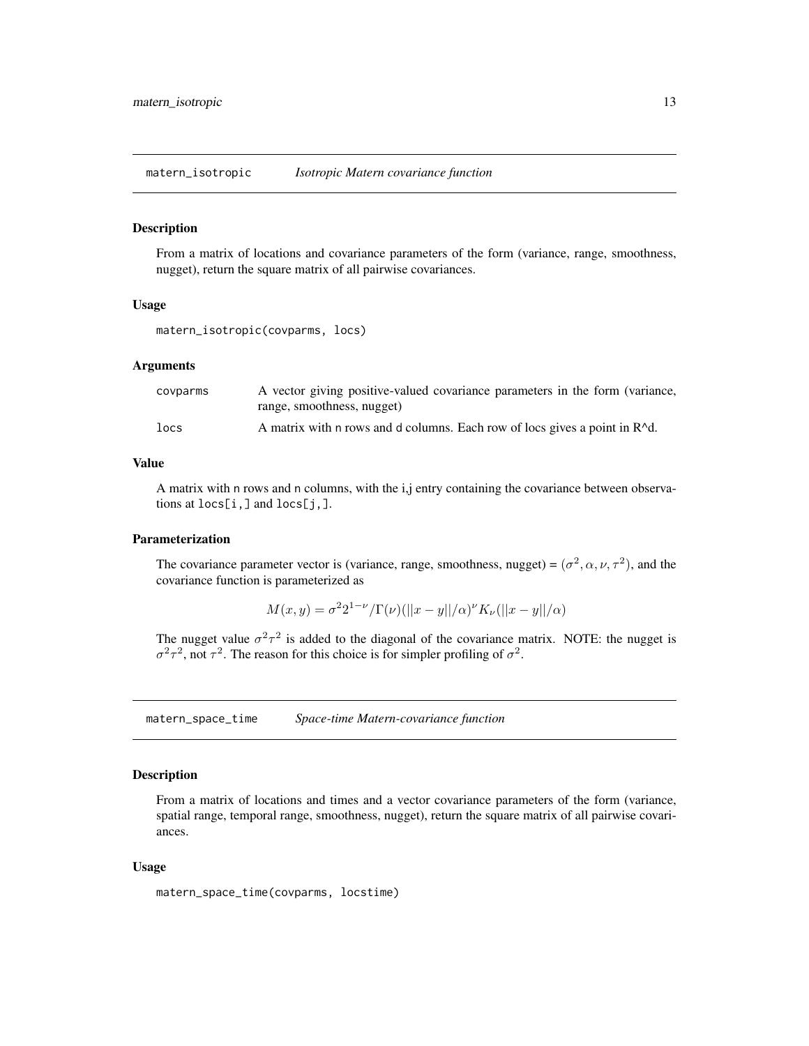## matern_isotropic *Isotropic Matern covariance function*

### Description

From a matrix of locations and covariance parameters of the form (variance, range, smoothness, nugget), return the square matrix of all pairwise covariances.

### Usage

```
matern_isotropic(covparms, locs)
```

### Arguments

| | |
|---|---|
| covparms | A vector giving positive-valued covariance parameters in the form (variance, range, smoothness, nugget) |
| locs | A matrix with n rows and d columns. Each row of locs gives a point in R^d. |

### Value

A matrix with n rows and n columns, with the i,j entry containing the covariance between observations at locs[i,] and locs[j,].

### Parameterization

The covariance parameter vector is (variance, range, smoothness, nugget) = $(\sigma^2, \alpha, \nu, \tau^2)$, and the covariance function is parameterized as

$$M(x, y) = \sigma^2 2^{1-\nu}/\Gamma(\nu)(||x - y||/\alpha)^\nu K_\nu(||x - y||/\alpha)$$

The nugget value $\sigma^2\tau^2$ is added to the diagonal of the covariance matrix. NOTE: the nugget is $\sigma^2\tau^2$, not $\tau^2$. The reason for this choice is for simpler profiling of $\sigma^2$.

## matern_space_time *Space-time Matern-covariance function*

### Description

From a matrix of locations and times and a vector covariance parameters of the form (variance, spatial range, temporal range, smoothness, nugget), return the square matrix of all pairwise covariances.

### Usage

```
matern_space_time(covparms, locstime)
```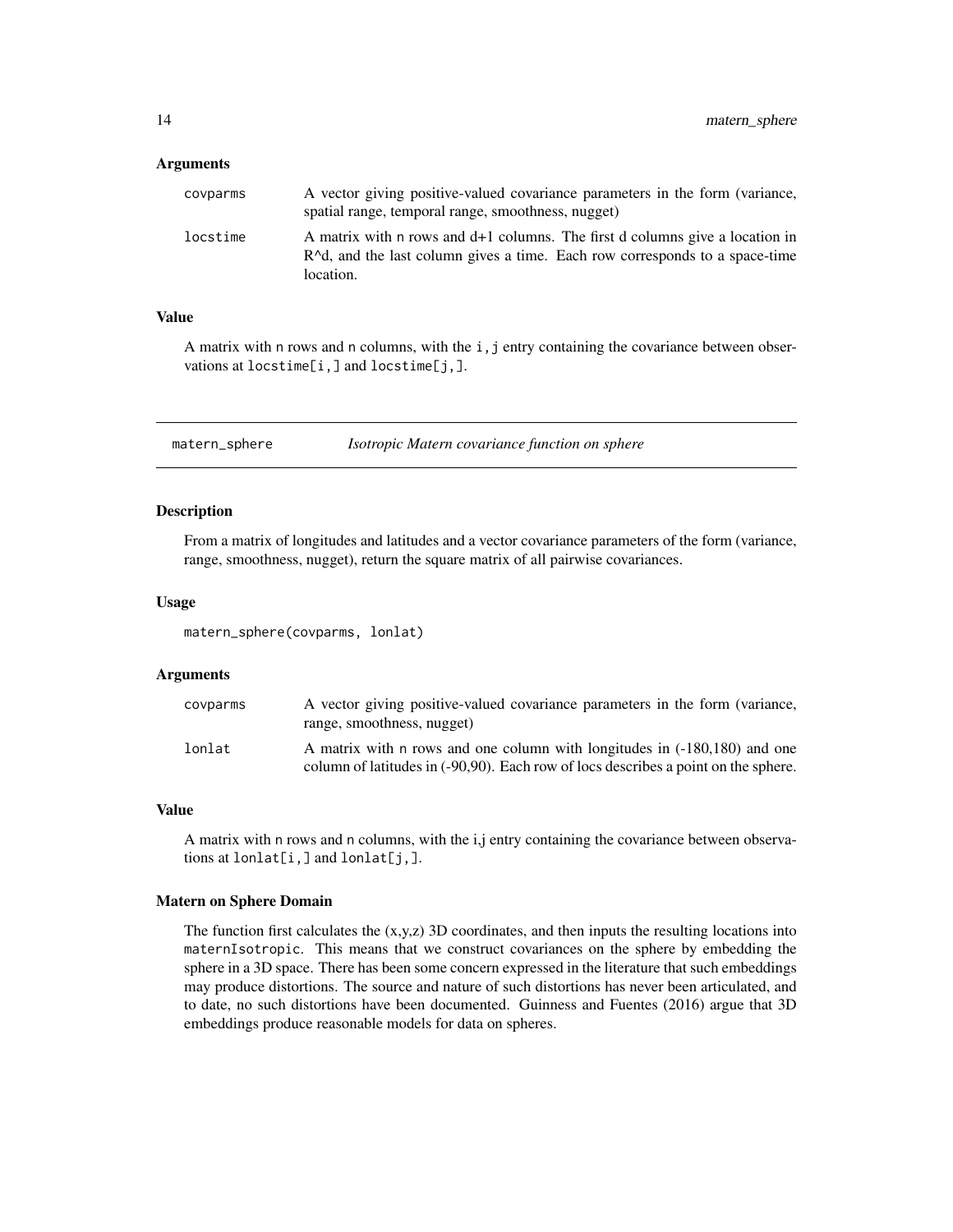### Arguments

| | |
|---|---|
| covparms | A vector giving positive-valued covariance parameters in the form (variance, spatial range, temporal range, smoothness, nugget) |
| locstime | A matrix with n rows and d+1 columns. The first d columns give a location in R^d, and the last column gives a time. Each row corresponds to a space-time location. |

### Value

A matrix with n rows and n columns, with the i,j entry containing the covariance between observations at locstime[i,] and locstime[j,].

---

## matern_sphere — *Isotropic Matern covariance function on sphere*

### Description

From a matrix of longitudes and latitudes and a vector covariance parameters of the form (variance, range, smoothness, nugget), return the square matrix of all pairwise covariances.

### Usage

```
matern_sphere(covparms, lonlat)
```

### Arguments

| | |
|---|---|
| covparms | A vector giving positive-valued covariance parameters in the form (variance, range, smoothness, nugget) |
| lonlat | A matrix with n rows and one column with longitudes in (-180,180) and one column of latitudes in (-90,90). Each row of locs describes a point on the sphere. |

### Value

A matrix with n rows and n columns, with the i,j entry containing the covariance between observations at lonlat[i,] and lonlat[j,].

### Matern on Sphere Domain

The function first calculates the (x,y,z) 3D coordinates, and then inputs the resulting locations into maternIsotropic. This means that we construct covariances on the sphere by embedding the sphere in a 3D space. There has been some concern expressed in the literature that such embeddings may produce distortions. The source and nature of such distortions has never been articulated, and to date, no such distortions have been documented. Guinness and Fuentes (2016) argue that 3D embeddings produce reasonable models for data on spheres.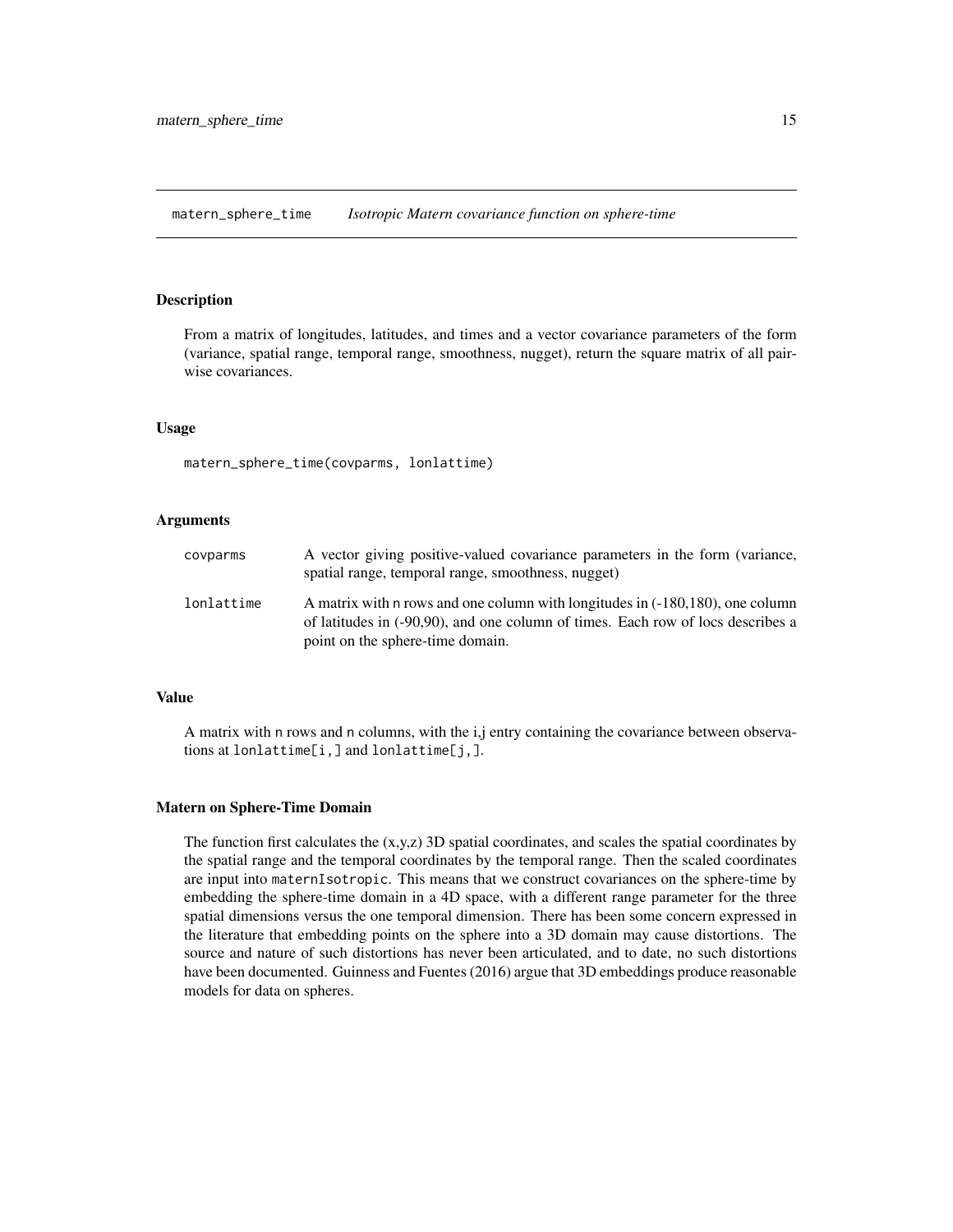## matern_sphere_time    *Isotropic Matern covariance function on sphere-time*

### Description

From a matrix of longitudes, latitudes, and times and a vector covariance parameters of the form (variance, spatial range, temporal range, smoothness, nugget), return the square matrix of all pairwise covariances.

### Usage

```
matern_sphere_time(covparms, lonlattime)
```

### Arguments

| | |
|---|---|
| covparms | A vector giving positive-valued covariance parameters in the form (variance, spatial range, temporal range, smoothness, nugget) |
| lonlattime | A matrix with n rows and one column with longitudes in (-180,180), one column of latitudes in (-90,90), and one column of times. Each row of locs describes a point on the sphere-time domain. |

### Value

A matrix with n rows and n columns, with the i,j entry containing the covariance between observations at `lonlattime[i,]` and `lonlattime[j,]`.

### Matern on Sphere-Time Domain

The function first calculates the (x,y,z) 3D spatial coordinates, and scales the spatial coordinates by the spatial range and the temporal coordinates by the temporal range. Then the scaled coordinates are input into `maternIsotropic`. This means that we construct covariances on the sphere-time by embedding the sphere-time domain in a 4D space, with a different range parameter for the three spatial dimensions versus the one temporal dimension. There has been some concern expressed in the literature that embedding points on the sphere into a 3D domain may cause distortions. The source and nature of such distortions has never been articulated, and to date, no such distortions have been documented. Guinness and Fuentes (2016) argue that 3D embeddings produce reasonable models for data on spheres.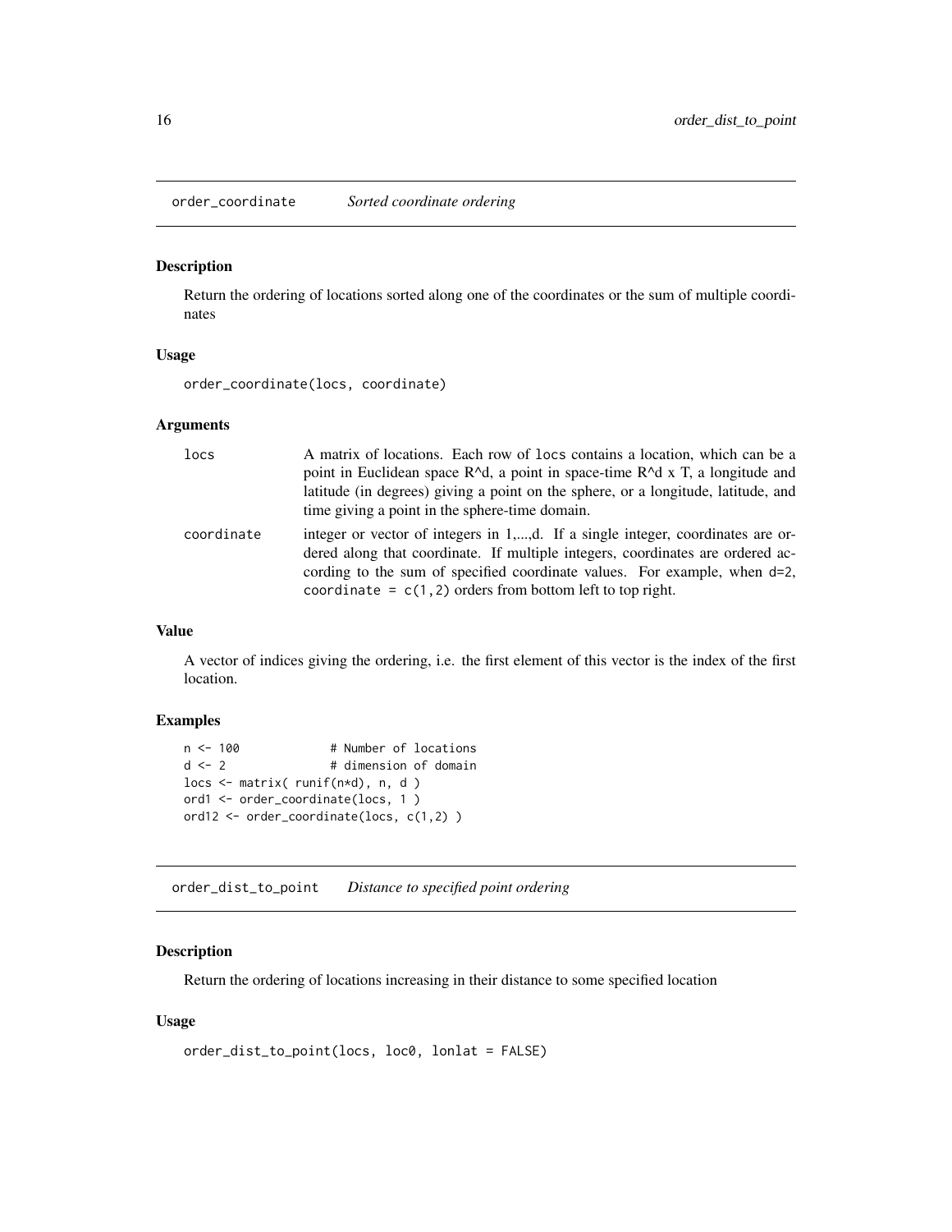## order_coordinate *Sorted coordinate ordering*

### Description

Return the ordering of locations sorted along one of the coordinates or the sum of multiple coordinates

### Usage

```
order_coordinate(locs, coordinate)
```

### Arguments

| | |
|---|---|
| `locs` | A matrix of locations. Each row of `locs` contains a location, which can be a point in Euclidean space R^d, a point in space-time R^d x T, a longitude and latitude (in degrees) giving a point on the sphere, or a longitude, latitude, and time giving a point in the sphere-time domain. |
| `coordinate` | integer or vector of integers in 1,...,d. If a single integer, coordinates are ordered along that coordinate. If multiple integers, coordinates are ordered according to the sum of specified coordinate values. For example, when d=2, `coordinate = c(1,2)` orders from bottom left to top right. |

### Value

A vector of indices giving the ordering, i.e. the first element of this vector is the index of the first location.

### Examples

```
n <- 100             # Number of locations
d <- 2               # dimension of domain
locs <- matrix( runif(n*d), n, d )
ord1 <- order_coordinate(locs, 1 )
ord12 <- order_coordinate(locs, c(1,2) )
```

## order_dist_to_point *Distance to specified point ordering*

### Description

Return the ordering of locations increasing in their distance to some specified location

### Usage

```
order_dist_to_point(locs, loc0, lonlat = FALSE)
```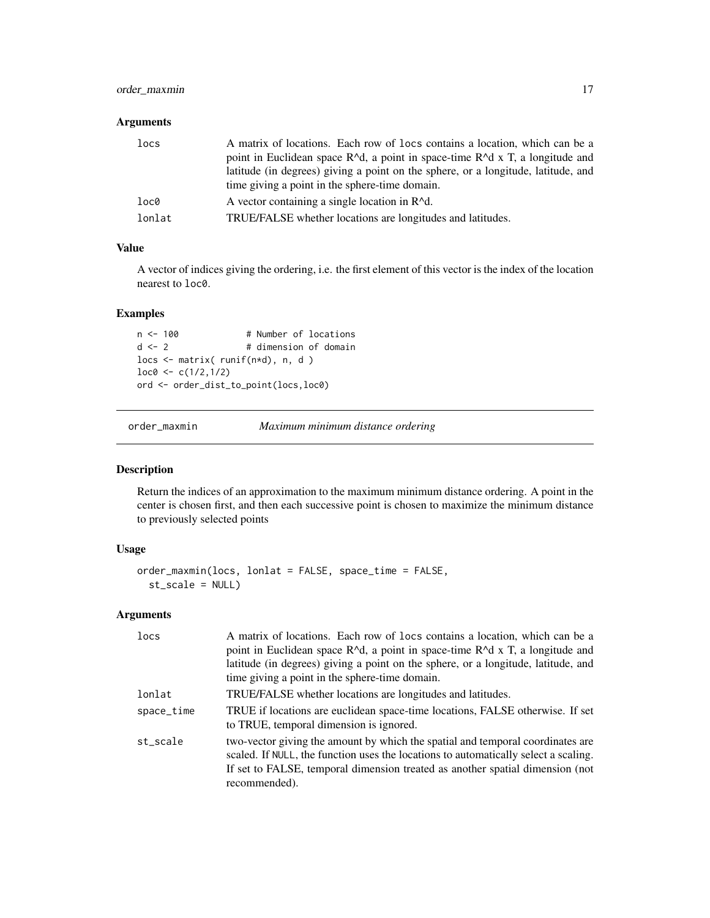### Arguments

| | |
|---|---|
| locs | A matrix of locations. Each row of locs contains a location, which can be a point in Euclidean space R^d, a point in space-time R^d x T, a longitude and latitude (in degrees) giving a point on the sphere, or a longitude, latitude, and time giving a point in the sphere-time domain. |
| loc0 | A vector containing a single location in R^d. |
| lonlat | TRUE/FALSE whether locations are longitudes and latitudes. |

### Value

A vector of indices giving the ordering, i.e. the first element of this vector is the index of the location nearest to loc0.

### Examples

```
n <- 100            # Number of locations
d <- 2              # dimension of domain
locs <- matrix( runif(n*d), n, d )
loc0 <- c(1/2,1/2)
ord <- order_dist_to_point(locs,loc0)
```

---

## order_maxmin    *Maximum minimum distance ordering*

### Description

Return the indices of an approximation to the maximum minimum distance ordering. A point in the center is chosen first, and then each successive point is chosen to maximize the minimum distance to previously selected points

### Usage

```
order_maxmin(locs, lonlat = FALSE, space_time = FALSE,
  st_scale = NULL)
```

### Arguments

| | |
|---|---|
| locs | A matrix of locations. Each row of locs contains a location, which can be a point in Euclidean space R^d, a point in space-time R^d x T, a longitude and latitude (in degrees) giving a point on the sphere, or a longitude, latitude, and time giving a point in the sphere-time domain. |
| lonlat | TRUE/FALSE whether locations are longitudes and latitudes. |
| space_time | TRUE if locations are euclidean space-time locations, FALSE otherwise. If set to TRUE, temporal dimension is ignored. |
| st_scale | two-vector giving the amount by which the spatial and temporal coordinates are scaled. If NULL, the function uses the locations to automatically select a scaling. If set to FALSE, temporal dimension treated as another spatial dimension (not recommended). |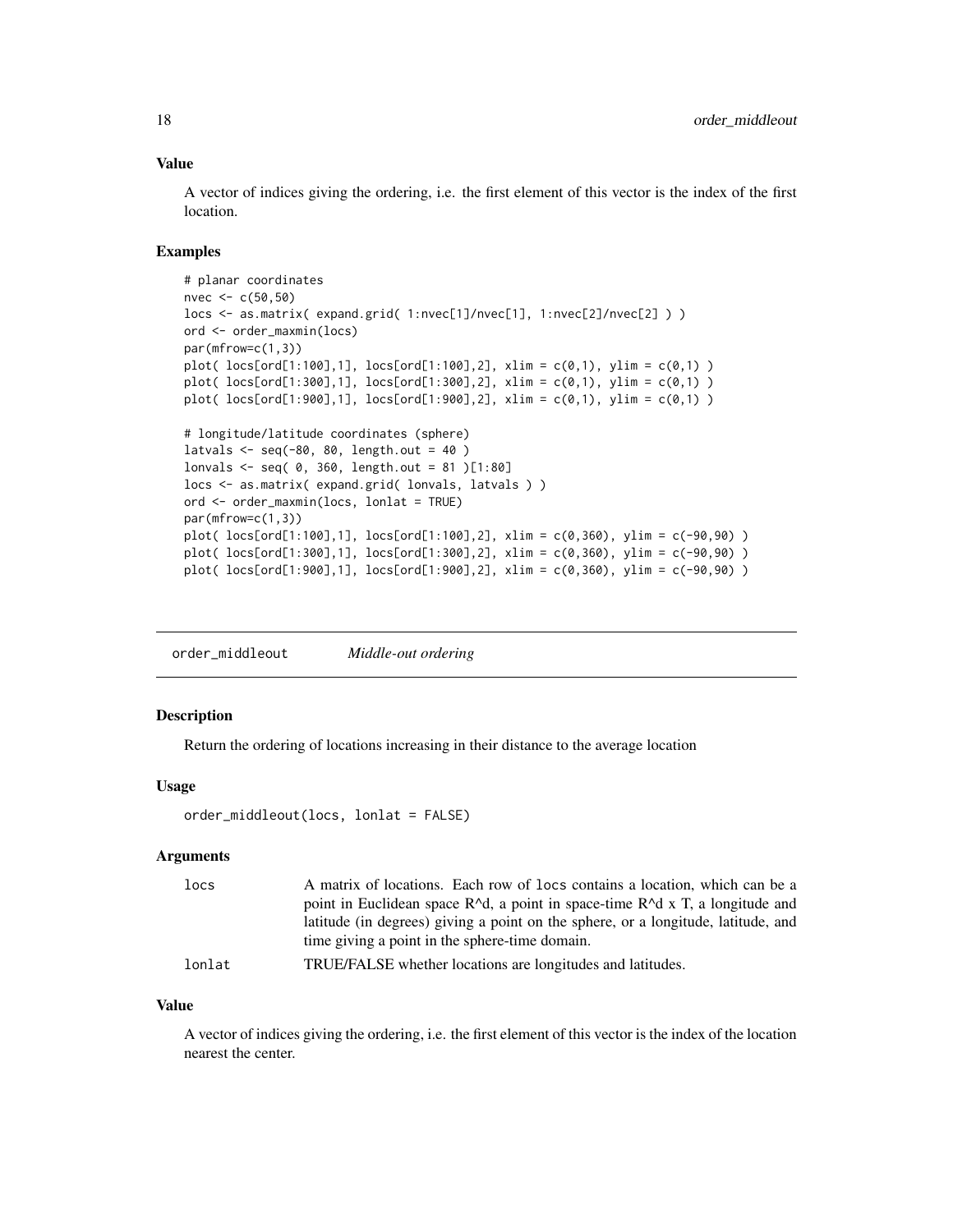### Value

A vector of indices giving the ordering, i.e. the first element of this vector is the index of the first location.

### Examples

```
# planar coordinates
nvec <- c(50,50)
locs <- as.matrix( expand.grid( 1:nvec[1]/nvec[1], 1:nvec[2]/nvec[2] ) )
ord <- order_maxmin(locs)
par(mfrow=c(1,3))
plot( locs[ord[1:100],1], locs[ord[1:100],2], xlim = c(0,1), ylim = c(0,1) )
plot( locs[ord[1:300],1], locs[ord[1:300],2], xlim = c(0,1), ylim = c(0,1) )
plot( locs[ord[1:900],1], locs[ord[1:900],2], xlim = c(0,1), ylim = c(0,1) )

# longitude/latitude coordinates (sphere)
latvals <- seq(-80, 80, length.out = 40 )
lonvals <- seq( 0, 360, length.out = 81 )[1:80]
locs <- as.matrix( expand.grid( lonvals, latvals ) )
ord <- order_maxmin(locs, lonlat = TRUE)
par(mfrow=c(1,3))
plot( locs[ord[1:100],1], locs[ord[1:100],2], xlim = c(0,360), ylim = c(-90,90) )
plot( locs[ord[1:300],1], locs[ord[1:300],2], xlim = c(0,360), ylim = c(-90,90) )
plot( locs[ord[1:900],1], locs[ord[1:900],2], xlim = c(0,360), ylim = c(-90,90) )
```

---

## order_middleout *Middle-out ordering*

---

### Description

Return the ordering of locations increasing in their distance to the average location

### Usage

```
order_middleout(locs, lonlat = FALSE)
```

### Arguments

| | |
|---|---|
| locs | A matrix of locations. Each row of locs contains a location, which can be a point in Euclidean space R^d, a point in space-time R^d x T, a longitude and latitude (in degrees) giving a point on the sphere, or a longitude, latitude, and time giving a point in the sphere-time domain. |
| lonlat | TRUE/FALSE whether locations are longitudes and latitudes. |

### Value

A vector of indices giving the ordering, i.e. the first element of this vector is the index of the location nearest the center.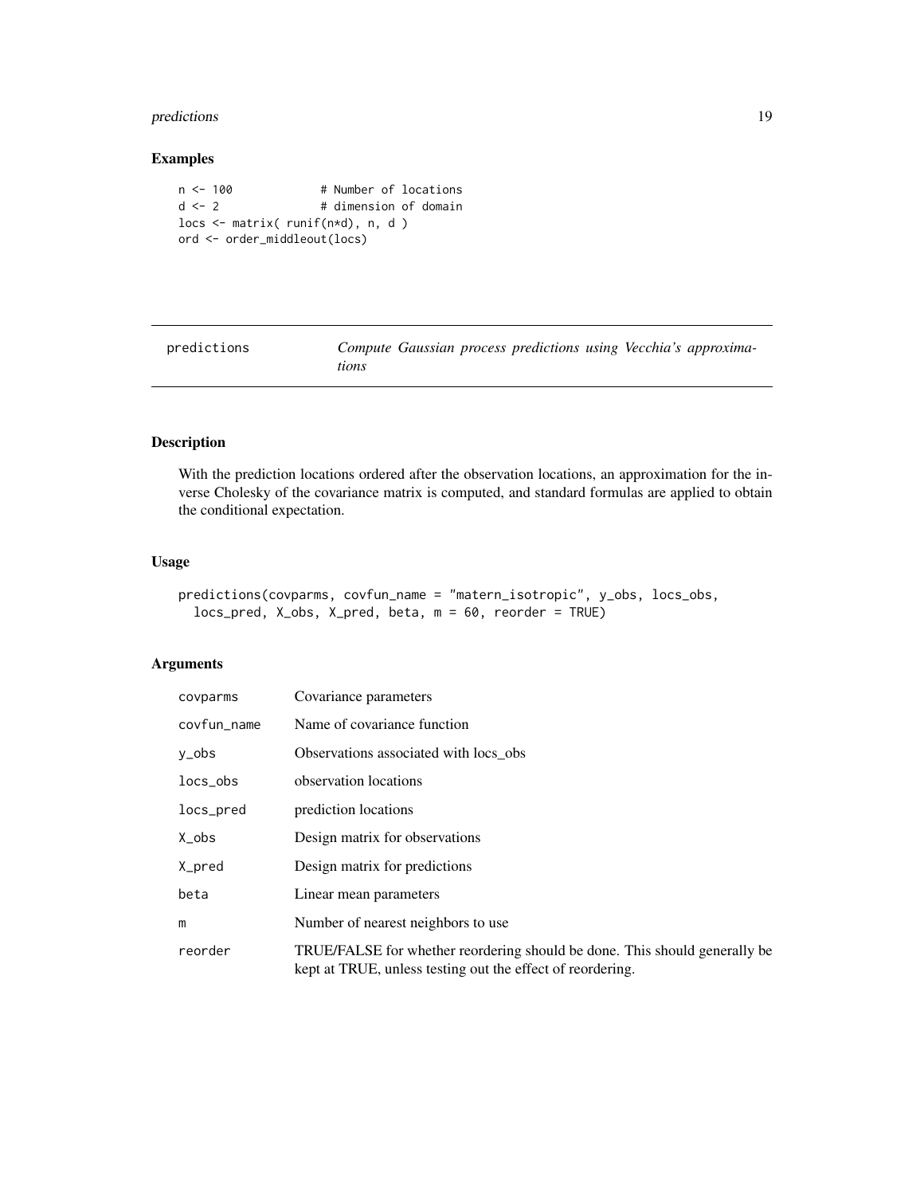## Examples

```
n <- 100             # Number of locations
d <- 2               # dimension of domain
locs <- matrix( runif(n*d), n, d )
ord <- order_middleout(locs)
```

---

# predictions — *Compute Gaussian process predictions using Vecchia's approximations*

---

## Description

With the prediction locations ordered after the observation locations, an approximation for the inverse Cholesky of the covariance matrix is computed, and standard formulas are applied to obtain the conditional expectation.

## Usage

```
predictions(covparms, covfun_name = "matern_isotropic", y_obs, locs_obs,
  locs_pred, X_obs, X_pred, beta, m = 60, reorder = TRUE)
```

## Arguments

| | |
|---|---|
| covparms | Covariance parameters |
| covfun_name | Name of covariance function |
| y_obs | Observations associated with locs_obs |
| locs_obs | observation locations |
| locs_pred | prediction locations |
| X_obs | Design matrix for observations |
| X_pred | Design matrix for predictions |
| beta | Linear mean parameters |
| m | Number of nearest neighbors to use |
| reorder | TRUE/FALSE for whether reordering should be done. This should generally be kept at TRUE, unless testing out the effect of reordering. |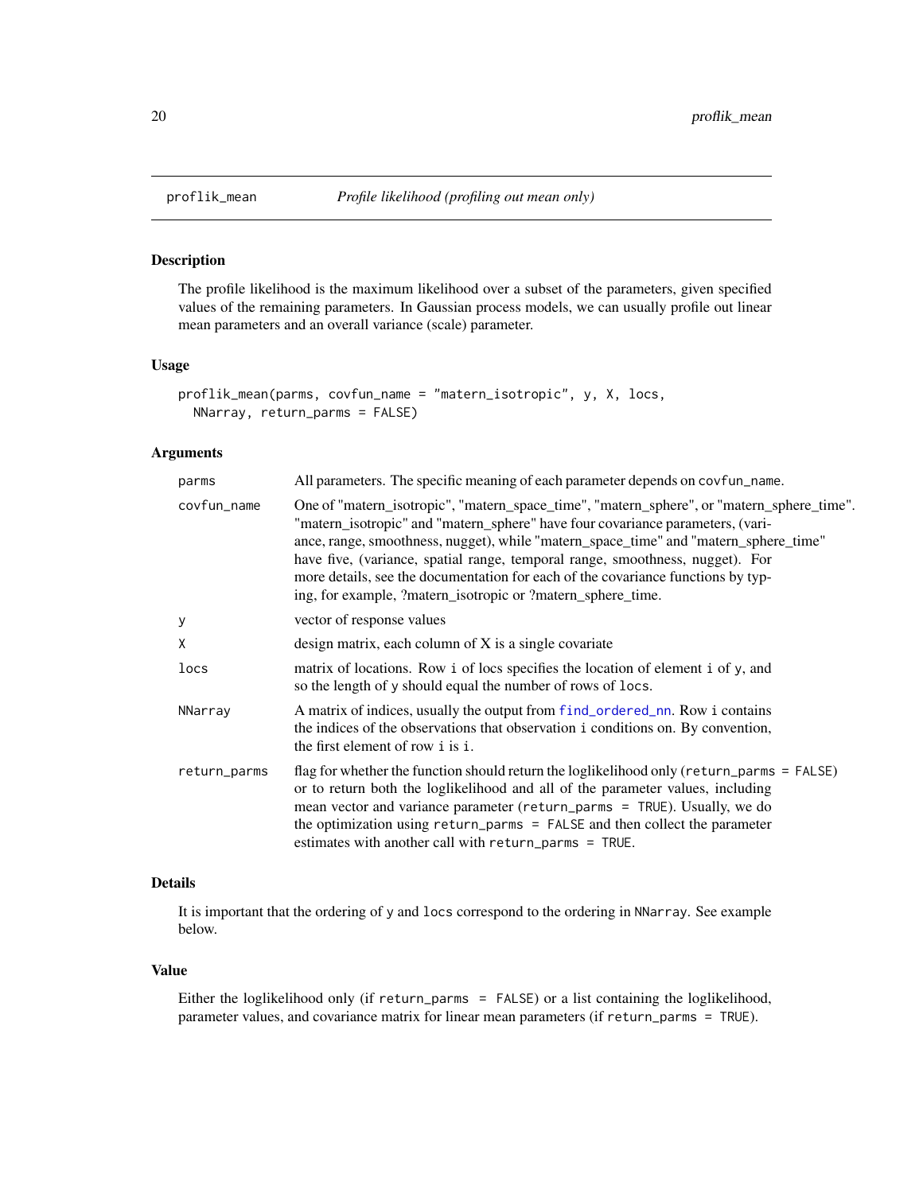# proflik_mean — *Profile likelihood (profiling out mean only)*

## Description

The profile likelihood is the maximum likelihood over a subset of the parameters, given specified values of the remaining parameters. In Gaussian process models, we can usually profile out linear mean parameters and an overall variance (scale) parameter.

## Usage

```
proflik_mean(parms, covfun_name = "matern_isotropic", y, X, locs,
  NNarray, return_parms = FALSE)
```

## Arguments

| Argument | Description |
|---|---|
| `parms` | All parameters. The specific meaning of each parameter depends on `covfun_name`. |
| `covfun_name` | One of "matern_isotropic", "matern_space_time", "matern_sphere", or "matern_sphere_time". "matern_isotropic" and "matern_sphere" have four covariance parameters, (variance, range, smoothness, nugget), while "matern_space_time" and "matern_sphere_time" have five, (variance, spatial range, temporal range, smoothness, nugget). For more details, see the documentation for each of the covariance functions by typing, for example, ?matern_isotropic or ?matern_sphere_time. |
| `y` | vector of response values |
| `X` | design matrix, each column of X is a single covariate |
| `locs` | matrix of locations. Row `i` of locs specifies the location of element `i` of `y`, and so the length of `y` should equal the number of rows of `locs`. |
| `NNarray` | A matrix of indices, usually the output from `find_ordered_nn`. Row `i` contains the indices of the observations that observation `i` conditions on. By convention, the first element of row `i` is `i`. |
| `return_parms` | flag for whether the function should return the loglikelihood only (`return_parms = FALSE`) or to return both the loglikelihood and all of the parameter values, including mean vector and variance parameter (`return_parms = TRUE`). Usually, we do the optimization using `return_parms = FALSE` and then collect the parameter estimates with another call with `return_parms = TRUE`. |

## Details

It is important that the ordering of `y` and `locs` correspond to the ordering in `NNarray`. See example below.

## Value

Either the loglikelihood only (if `return_parms = FALSE`) or a list containing the loglikelihood, parameter values, and covariance matrix for linear mean parameters (if `return_parms = TRUE`).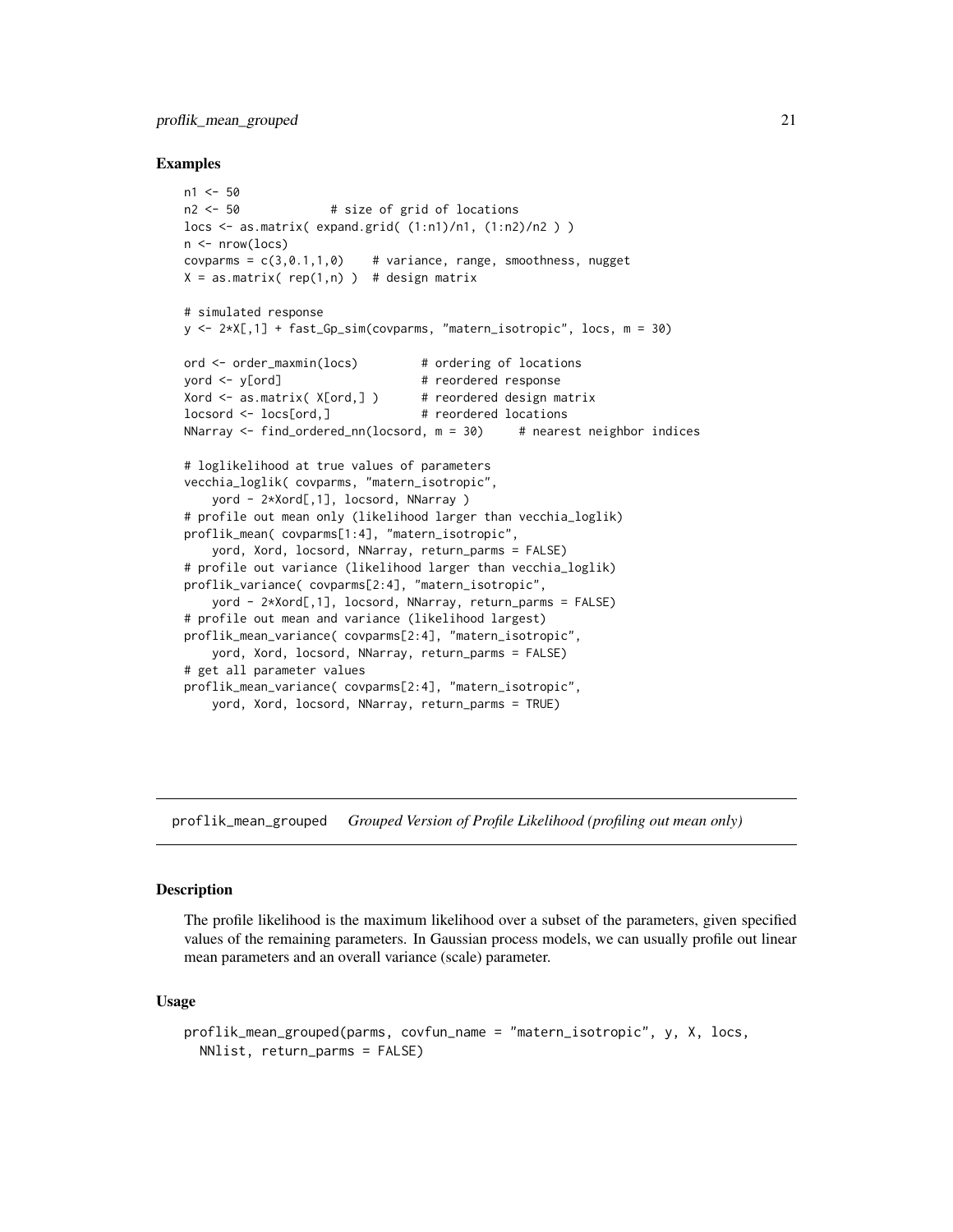## Examples

```
n1 <- 50
n2 <- 50            # size of grid of locations
locs <- as.matrix( expand.grid( (1:n1)/n1, (1:n2)/n2 ) )
n <- nrow(locs)
covparms = c(3,0.1,1,0)    # variance, range, smoothness, nugget
X = as.matrix( rep(1,n) )  # design matrix

# simulated response
y <- 2*X[,1] + fast_Gp_sim(covparms, "matern_isotropic", locs, m = 30)

ord <- order_maxmin(locs)         # ordering of locations
yord <- y[ord]                    # reordered response
Xord <- as.matrix( X[ord,] )      # reordered design matrix
locsord <- locs[ord,]             # reordered locations
NNarray <- find_ordered_nn(locsord, m = 30)     # nearest neighbor indices

# loglikelihood at true values of parameters
vecchia_loglik( covparms, "matern_isotropic",
    yord - 2*Xord[,1], locsord, NNarray )
# profile out mean only (likelihood larger than vecchia_loglik)
proflik_mean( covparms[1:4], "matern_isotropic",
    yord, Xord, locsord, NNarray, return_parms = FALSE)
# profile out variance (likelihood larger than vecchia_loglik)
proflik_variance( covparms[2:4], "matern_isotropic",
    yord - 2*Xord[,1], locsord, NNarray, return_parms = FALSE)
# profile out mean and variance (likelihood largest)
proflik_mean_variance( covparms[2:4], "matern_isotropic",
    yord, Xord, locsord, NNarray, return_parms = FALSE)
# get all parameter values
proflik_mean_variance( covparms[2:4], "matern_isotropic",
    yord, Xord, locsord, NNarray, return_parms = TRUE)
```

---

# proflik_mean_grouped *Grouped Version of Profile Likelihood (profiling out mean only)*

---

## Description

The profile likelihood is the maximum likelihood over a subset of the parameters, given specified values of the remaining parameters. In Gaussian process models, we can usually profile out linear mean parameters and an overall variance (scale) parameter.

## Usage

```
proflik_mean_grouped(parms, covfun_name = "matern_isotropic", y, X, locs,
  NNlist, return_parms = FALSE)
```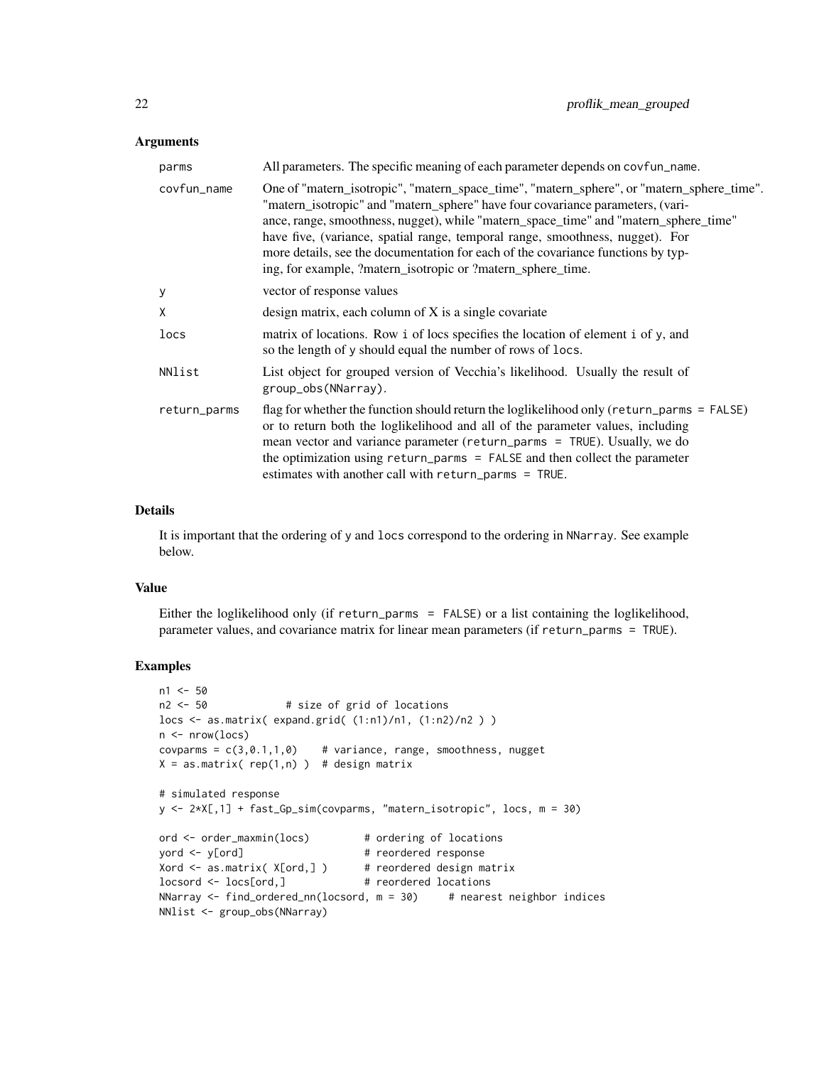### Arguments

| | |
|---|---|
| parms | All parameters. The specific meaning of each parameter depends on covfun_name. |
| covfun_name | One of "matern_isotropic", "matern_space_time", "matern_sphere", or "matern_sphere_time". "matern_isotropic" and "matern_sphere" have four covariance parameters, (variance, range, smoothness, nugget), while "matern_space_time" and "matern_sphere_time" have five, (variance, spatial range, temporal range, smoothness, nugget). For more details, see the documentation for each of the covariance functions by typing, for example, ?matern_isotropic or ?matern_sphere_time. |
| y | vector of response values |
| X | design matrix, each column of X is a single covariate |
| locs | matrix of locations. Row i of locs specifies the location of element i of y, and so the length of y should equal the number of rows of locs. |
| NNlist | List object for grouped version of Vecchia's likelihood. Usually the result of group_obs(NNarray). |
| return_parms | flag for whether the function should return the loglikelihood only (return_parms = FALSE) or to return both the loglikelihood and all of the parameter values, including mean vector and variance parameter (return_parms = TRUE). Usually, we do the optimization using return_parms = FALSE and then collect the parameter estimates with another call with return_parms = TRUE. |

### Details

It is important that the ordering of y and locs correspond to the ordering in NNarray. See example below.

### Value

Either the loglikelihood only (if return_parms = FALSE) or a list containing the loglikelihood, parameter values, and covariance matrix for linear mean parameters (if return_parms = TRUE).

### Examples

```
n1 <- 50
n2 <- 50             # size of grid of locations
locs <- as.matrix( expand.grid( (1:n1)/n1, (1:n2)/n2 ) )
n <- nrow(locs)
covparms = c(3,0.1,1,0)    # variance, range, smoothness, nugget
X = as.matrix( rep(1,n) )  # design matrix

# simulated response
y <- 2*X[,1] + fast_Gp_sim(covparms, "matern_isotropic", locs, m = 30)

ord <- order_maxmin(locs)         # ordering of locations
yord <- y[ord]                    # reordered response
Xord <- as.matrix( X[ord,] )      # reordered design matrix
locsord <- locs[ord,]             # reordered locations
NNarray <- find_ordered_nn(locsord, m = 30)     # nearest neighbor indices
NNlist <- group_obs(NNarray)
```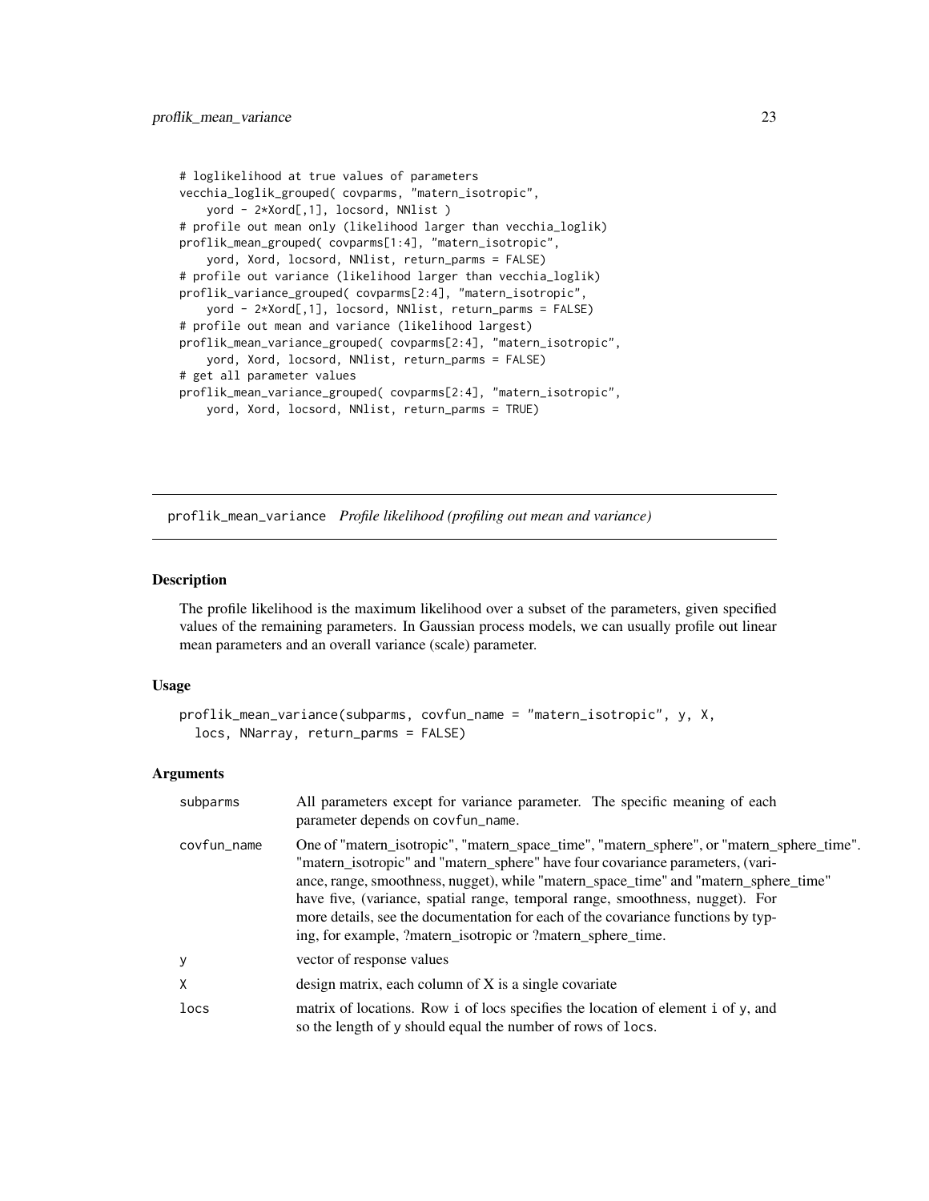```
# loglikelihood at true values of parameters
vecchia_loglik_grouped( covparms, "matern_isotropic",
    yord - 2*Xord[,1], locsord, NNlist )
# profile out mean only (likelihood larger than vecchia_loglik)
proflik_mean_grouped( covparms[1:4], "matern_isotropic",
    yord, Xord, locsord, NNlist, return_parms = FALSE)
# profile out variance (likelihood larger than vecchia_loglik)
proflik_variance_grouped( covparms[2:4], "matern_isotropic",
    yord - 2*Xord[,1], locsord, NNlist, return_parms = FALSE)
# profile out mean and variance (likelihood largest)
proflik_mean_variance_grouped( covparms[2:4], "matern_isotropic",
    yord, Xord, locsord, NNlist, return_parms = FALSE)
# get all parameter values
proflik_mean_variance_grouped( covparms[2:4], "matern_isotropic",
    yord, Xord, locsord, NNlist, return_parms = TRUE)
```

## proflik_mean_variance    *Profile likelihood (profiling out mean and variance)*

### Description

The profile likelihood is the maximum likelihood over a subset of the parameters, given specified values of the remaining parameters. In Gaussian process models, we can usually profile out linear mean parameters and an overall variance (scale) parameter.

### Usage

```
proflik_mean_variance(subparms, covfun_name = "matern_isotropic", y, X,
  locs, NNarray, return_parms = FALSE)
```

### Arguments

| | |
|---|---|
| subparms | All parameters except for variance parameter. The specific meaning of each parameter depends on covfun_name. |
| covfun_name | One of "matern_isotropic", "matern_space_time", "matern_sphere", or "matern_sphere_time". "matern_isotropic" and "matern_sphere" have four covariance parameters, (variance, range, smoothness, nugget), while "matern_space_time" and "matern_sphere_time" have five, (variance, spatial range, temporal range, smoothness, nugget). For more details, see the documentation for each of the covariance functions by typing, for example, ?matern_isotropic or ?matern_sphere_time. |
| y | vector of response values |
| X | design matrix, each column of X is a single covariate |
| locs | matrix of locations. Row i of locs specifies the location of element i of y, and so the length of y should equal the number of rows of locs. |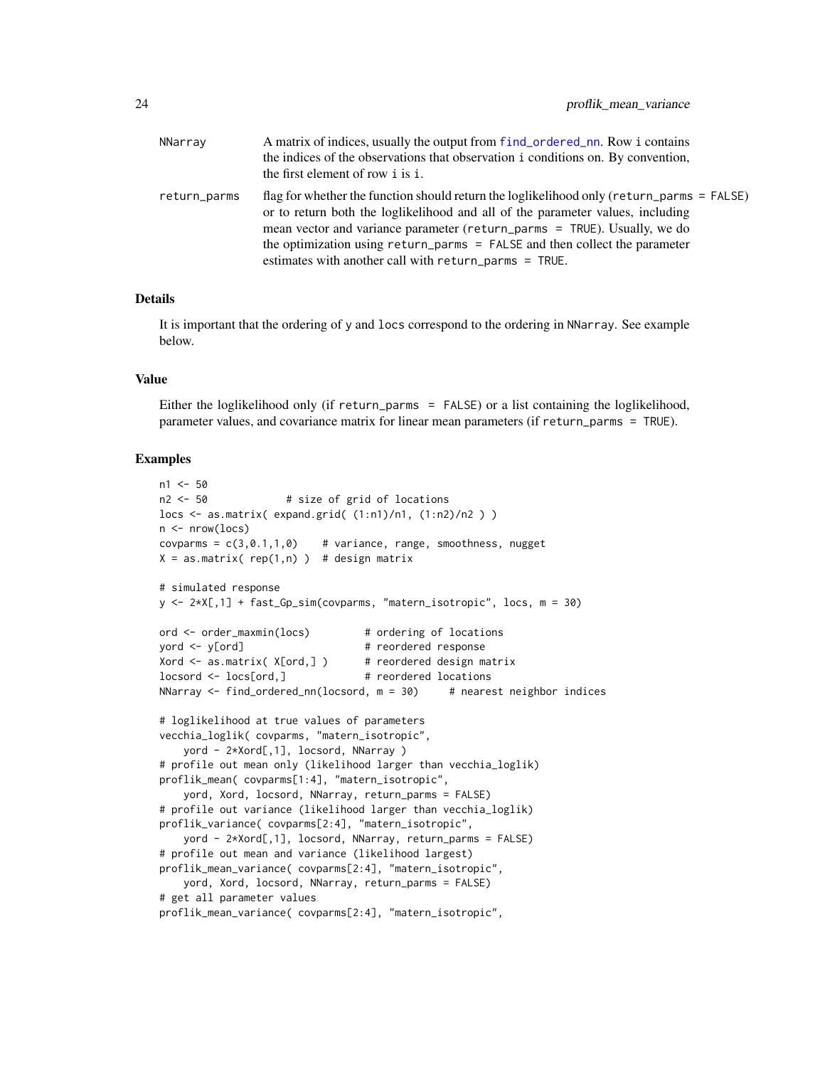| | |
|---|---|
| NNarray | A matrix of indices, usually the output from find_ordered_nn. Row i contains the indices of the observations that observation i conditions on. By convention, the first element of row i is i. |
| return_parms | flag for whether the function should return the loglikelihood only (return_parms = FALSE) or to return both the loglikelihood and all of the parameter values, including mean vector and variance parameter (return_parms = TRUE). Usually, we do the optimization using return_parms = FALSE and then collect the parameter estimates with another call with return_parms = TRUE. |

## Details

It is important that the ordering of y and locs correspond to the ordering in NNarray. See example below.

## Value

Either the loglikelihood only (if return_parms = FALSE) or a list containing the loglikelihood, parameter values, and covariance matrix for linear mean parameters (if return_parms = TRUE).

## Examples

```
n1 <- 50
n2 <- 50             # size of grid of locations
locs <- as.matrix( expand.grid( (1:n1)/n1, (1:n2)/n2 ) )
n <- nrow(locs)
covparms = c(3,0.1,1,0)    # variance, range, smoothness, nugget
X = as.matrix( rep(1,n) )  # design matrix

# simulated response
y <- 2*X[,1] + fast_Gp_sim(covparms, "matern_isotropic", locs, m = 30)

ord <- order_maxmin(locs)         # ordering of locations
yord <- y[ord]                    # reordered response
Xord <- as.matrix( X[ord,] )      # reordered design matrix
locsord <- locs[ord,]             # reordered locations
NNarray <- find_ordered_nn(locsord, m = 30)     # nearest neighbor indices

# loglikelihood at true values of parameters
vecchia_loglik( covparms, "matern_isotropic",
    yord - 2*Xord[,1], locsord, NNarray )
# profile out mean only (likelihood larger than vecchia_loglik)
proflik_mean( covparms[1:4], "matern_isotropic",
    yord, Xord, locsord, NNarray, return_parms = FALSE)
# profile out variance (likelihood larger than vecchia_loglik)
proflik_variance( covparms[2:4], "matern_isotropic",
    yord - 2*Xord[,1], locsord, NNarray, return_parms = FALSE)
# profile out mean and variance (likelihood largest)
proflik_mean_variance( covparms[2:4], "matern_isotropic",
    yord, Xord, locsord, NNarray, return_parms = FALSE)
# get all parameter values
proflik_mean_variance( covparms[2:4], "matern_isotropic",
```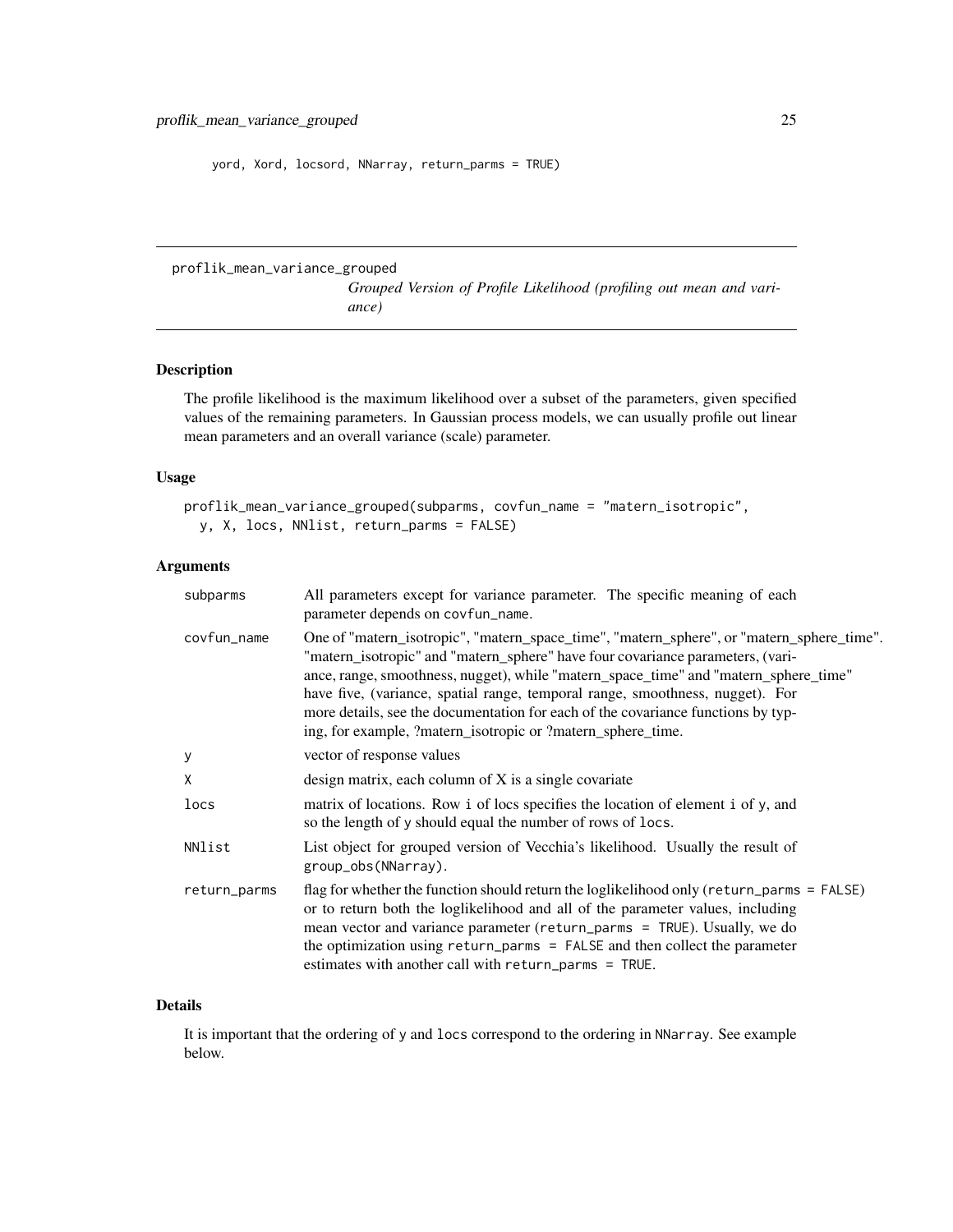```
yord, Xord, locsord, NNarray, return_parms = TRUE)
```

## proflik_mean_variance_grouped

*Grouped Version of Profile Likelihood (profiling out mean and variance)*

### Description

The profile likelihood is the maximum likelihood over a subset of the parameters, given specified values of the remaining parameters. In Gaussian process models, we can usually profile out linear mean parameters and an overall variance (scale) parameter.

### Usage

```
proflik_mean_variance_grouped(subparms, covfun_name = "matern_isotropic",
  y, X, locs, NNlist, return_parms = FALSE)
```

### Arguments

| | |
|---|---|
| subparms | All parameters except for variance parameter. The specific meaning of each parameter depends on covfun_name. |
| covfun_name | One of "matern_isotropic", "matern_space_time", "matern_sphere", or "matern_sphere_time". "matern_isotropic" and "matern_sphere" have four covariance parameters, (variance, range, smoothness, nugget), while "matern_space_time" and "matern_sphere_time" have five, (variance, spatial range, temporal range, smoothness, nugget). For more details, see the documentation for each of the covariance functions by typing, for example, ?matern_isotropic or ?matern_sphere_time. |
| y | vector of response values |
| X | design matrix, each column of X is a single covariate |
| locs | matrix of locations. Row i of locs specifies the location of element i of y, and so the length of y should equal the number of rows of locs. |
| NNlist | List object for grouped version of Vecchia's likelihood. Usually the result of group_obs(NNarray). |
| return_parms | flag for whether the function should return the loglikelihood only (return_parms = FALSE) or to return both the loglikelihood and all of the parameter values, including mean vector and variance parameter (return_parms = TRUE). Usually, we do the optimization using return_parms = FALSE and then collect the parameter estimates with another call with return_parms = TRUE. |

### Details

It is important that the ordering of y and locs correspond to the ordering in NNarray. See example below.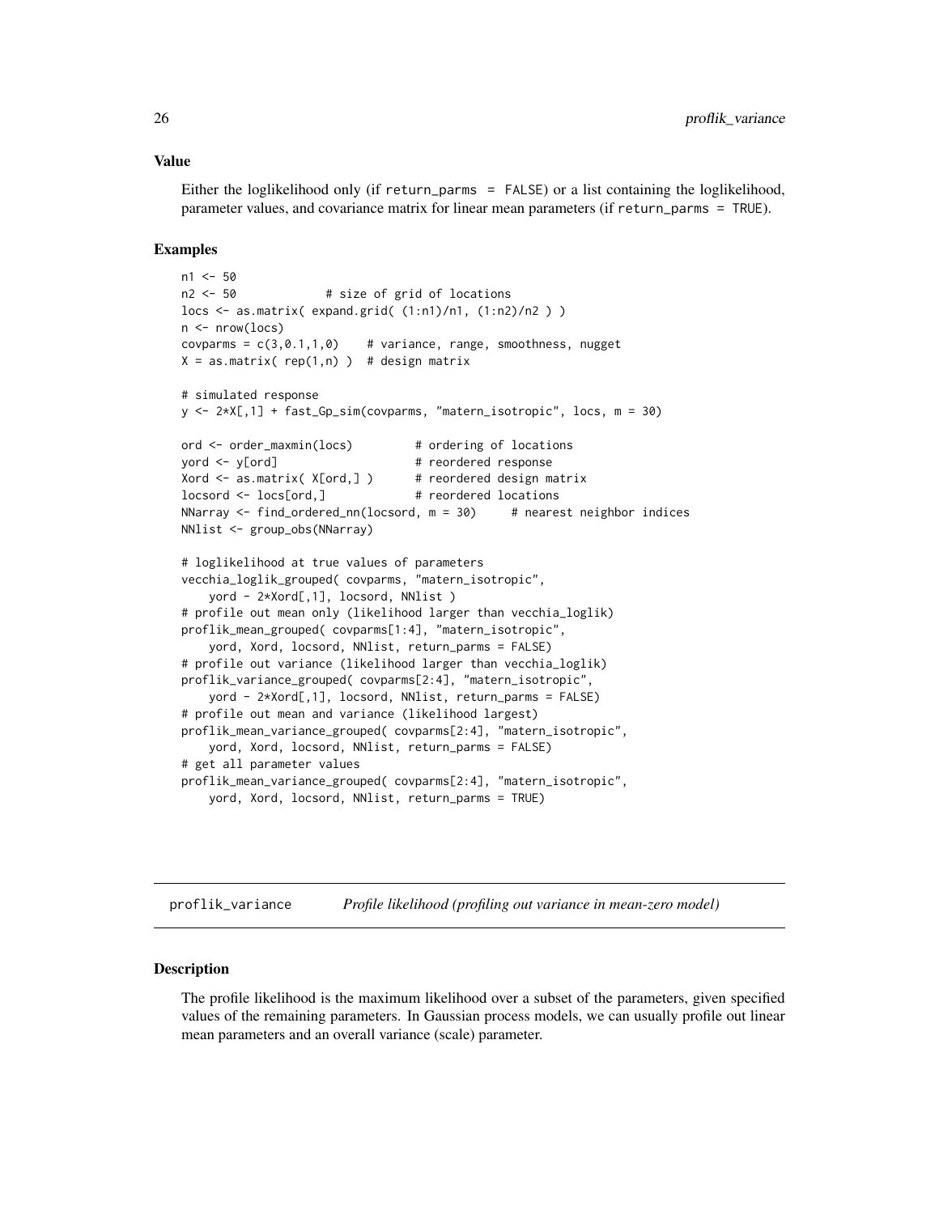### Value

Either the loglikelihood only (if `return_parms = FALSE`) or a list containing the loglikelihood, parameter values, and covariance matrix for linear mean parameters (if `return_parms = TRUE`).

### Examples

```
n1 <- 50
n2 <- 50             # size of grid of locations
locs <- as.matrix( expand.grid( (1:n1)/n1, (1:n2)/n2 ) )
n <- nrow(locs)
covparms = c(3,0.1,1,0)    # variance, range, smoothness, nugget
X = as.matrix( rep(1,n) )  # design matrix

# simulated response
y <- 2*X[,1] + fast_Gp_sim(covparms, "matern_isotropic", locs, m = 30)

ord <- order_maxmin(locs)         # ordering of locations
yord <- y[ord]                    # reordered response
Xord <- as.matrix( X[ord,] )      # reordered design matrix
locsord <- locs[ord,]             # reordered locations
NNarray <- find_ordered_nn(locsord, m = 30)     # nearest neighbor indices
NNlist <- group_obs(NNarray)

# loglikelihood at true values of parameters
vecchia_loglik_grouped( covparms, "matern_isotropic",
    yord - 2*Xord[,1], locsord, NNlist )
# profile out mean only (likelihood larger than vecchia_loglik)
proflik_mean_grouped( covparms[1:4], "matern_isotropic",
    yord, Xord, locsord, NNlist, return_parms = FALSE)
# profile out variance (likelihood larger than vecchia_loglik)
proflik_variance_grouped( covparms[2:4], "matern_isotropic",
    yord - 2*Xord[,1], locsord, NNlist, return_parms = FALSE)
# profile out mean and variance (likelihood largest)
proflik_mean_variance_grouped( covparms[2:4], "matern_isotropic",
    yord, Xord, locsord, NNlist, return_parms = FALSE)
# get all parameter values
proflik_mean_variance_grouped( covparms[2:4], "matern_isotropic",
    yord, Xord, locsord, NNlist, return_parms = TRUE)
```

---

## proflik_variance — *Profile likelihood (profiling out variance in mean-zero model)*

---

### Description

The profile likelihood is the maximum likelihood over a subset of the parameters, given specified values of the remaining parameters. In Gaussian process models, we can usually profile out linear mean parameters and an overall variance (scale) parameter.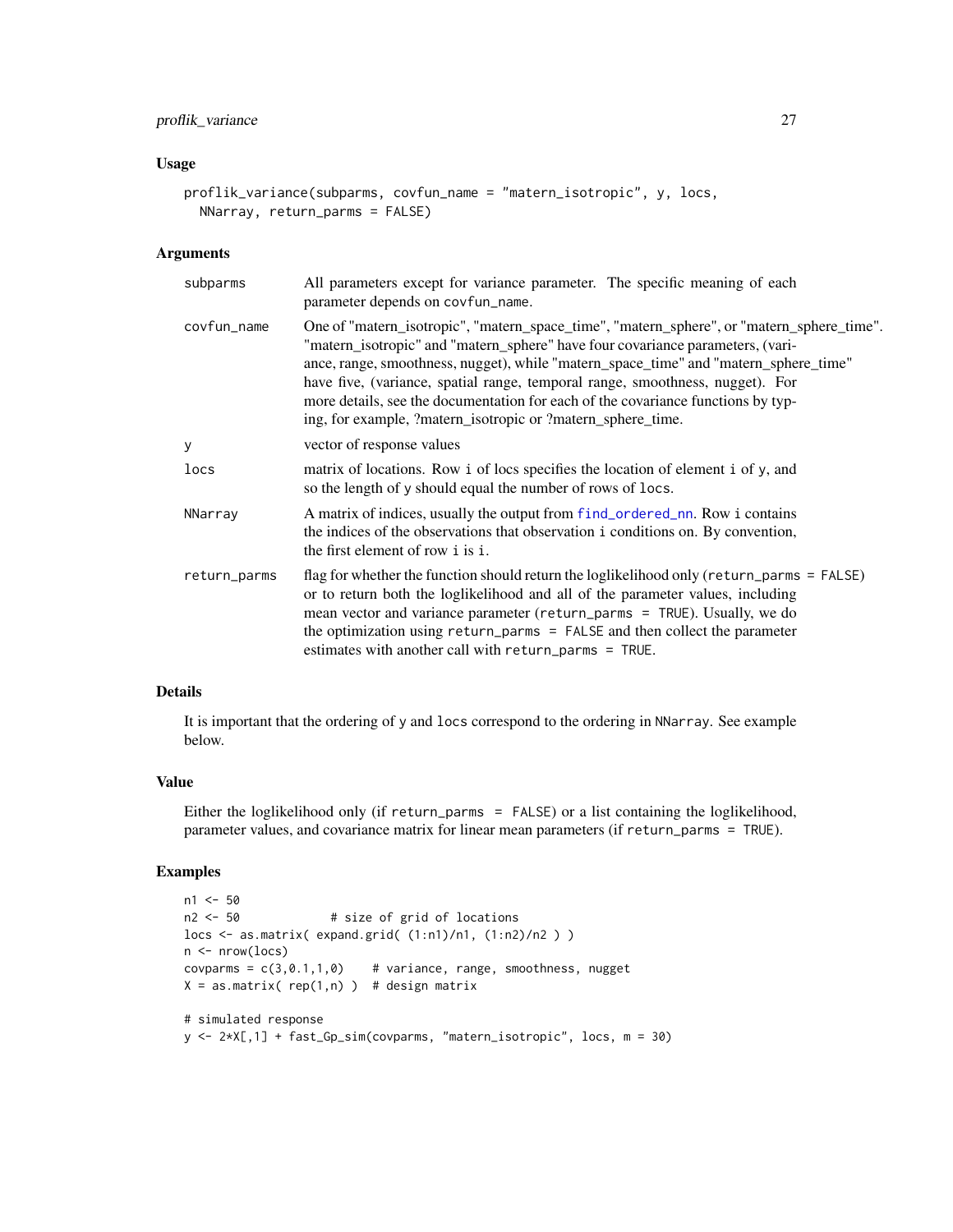### Usage

```
proflik_variance(subparms, covfun_name = "matern_isotropic", y, locs,
  NNarray, return_parms = FALSE)
```

### Arguments

- `subparms` — All parameters except for variance parameter. The specific meaning of each parameter depends on `covfun_name`.
- `covfun_name` — One of "matern_isotropic", "matern_space_time", "matern_sphere", or "matern_sphere_time". "matern_isotropic" and "matern_sphere" have four covariance parameters, (variance, range, smoothness, nugget), while "matern_space_time" and "matern_sphere_time" have five, (variance, spatial range, temporal range, smoothness, nugget). For more details, see the documentation for each of the covariance functions by typing, for example, ?matern_isotropic or ?matern_sphere_time.
- `y` — vector of response values
- `locs` — matrix of locations. Row `i` of locs specifies the location of element `i` of `y`, and so the length of `y` should equal the number of rows of `locs`.
- `NNarray` — A matrix of indices, usually the output from `find_ordered_nn`. Row `i` contains the indices of the observations that observation `i` conditions on. By convention, the first element of row `i` is `i`.
- `return_parms` — flag for whether the function should return the loglikelihood only (`return_parms = FALSE`) or to return both the loglikelihood and all of the parameter values, including mean vector and variance parameter (`return_parms = TRUE`). Usually, we do the optimization using `return_parms = FALSE` and then collect the parameter estimates with another call with `return_parms = TRUE`.

### Details

It is important that the ordering of `y` and `locs` correspond to the ordering in `NNarray`. See example below.

### Value

Either the loglikelihood only (if `return_parms = FALSE`) or a list containing the loglikelihood, parameter values, and covariance matrix for linear mean parameters (if `return_parms = TRUE`).

### Examples

```
n1 <- 50
n2 <- 50             # size of grid of locations
locs <- as.matrix( expand.grid( (1:n1)/n1, (1:n2)/n2 ) )
n <- nrow(locs)
covparms = c(3,0.1,1,0)    # variance, range, smoothness, nugget
X = as.matrix( rep(1,n) )  # design matrix

# simulated response
y <- 2*X[,1] + fast_Gp_sim(covparms, "matern_isotropic", locs, m = 30)
```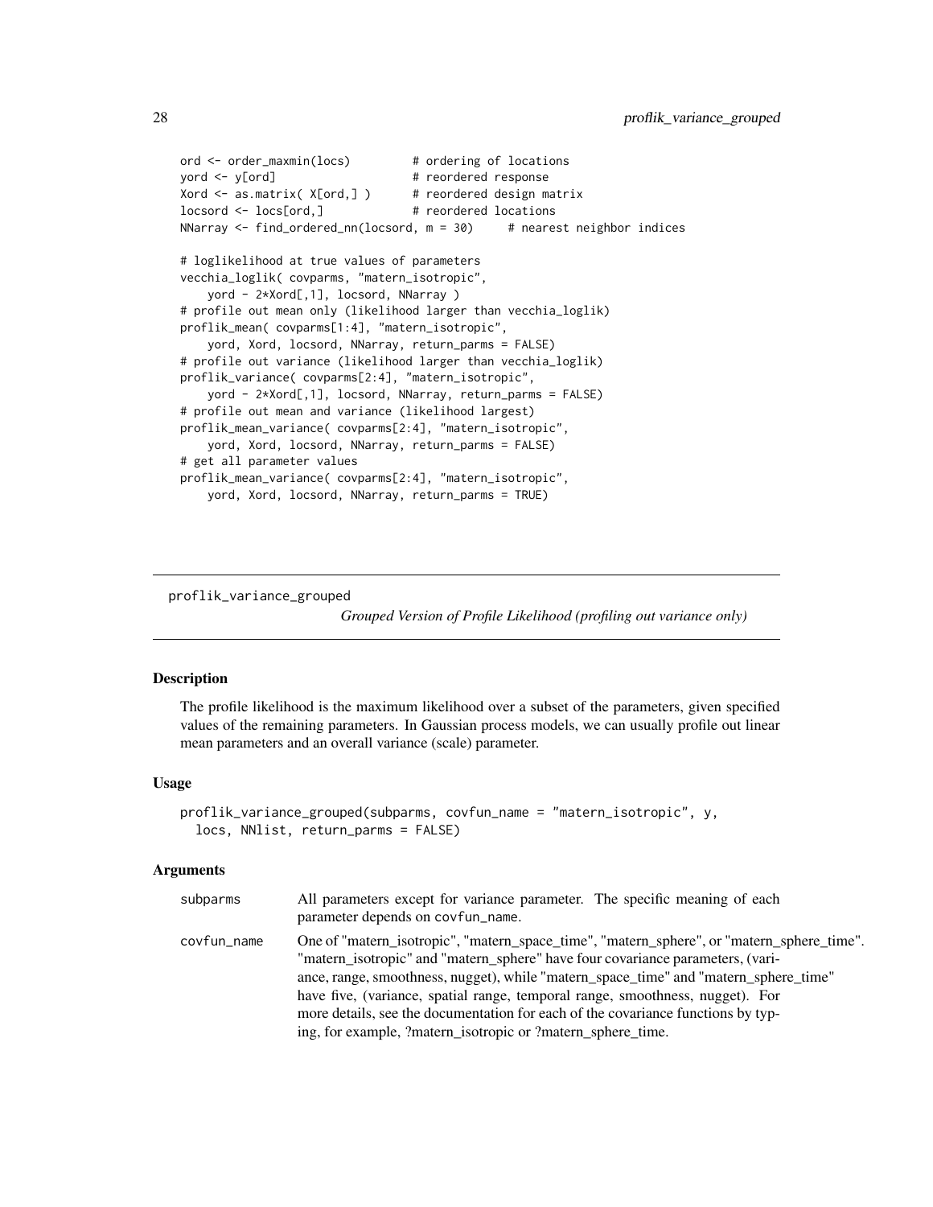```
ord <- order_maxmin(locs)         # ordering of locations
yord <- y[ord]                    # reordered response
Xord <- as.matrix( X[ord,] )      # reordered design matrix
locsord <- locs[ord,]             # reordered locations
NNarray <- find_ordered_nn(locsord, m = 30)     # nearest neighbor indices

# loglikelihood at true values of parameters
vecchia_loglik( covparms, "matern_isotropic",
    yord - 2*Xord[,1], locsord, NNarray )
# profile out mean only (likelihood larger than vecchia_loglik)
proflik_mean( covparms[1:4], "matern_isotropic",
    yord, Xord, locsord, NNarray, return_parms = FALSE)
# profile out variance (likelihood larger than vecchia_loglik)
proflik_variance( covparms[2:4], "matern_isotropic",
    yord - 2*Xord[,1], locsord, NNarray, return_parms = FALSE)
# profile out mean and variance (likelihood largest)
proflik_mean_variance( covparms[2:4], "matern_isotropic",
    yord, Xord, locsord, NNarray, return_parms = FALSE)
# get all parameter values
proflik_mean_variance( covparms[2:4], "matern_isotropic",
    yord, Xord, locsord, NNarray, return_parms = TRUE)
```

## proflik_variance_grouped

*Grouped Version of Profile Likelihood (profiling out variance only)*

### Description

The profile likelihood is the maximum likelihood over a subset of the parameters, given specified values of the remaining parameters. In Gaussian process models, we can usually profile out linear mean parameters and an overall variance (scale) parameter.

### Usage

```
proflik_variance_grouped(subparms, covfun_name = "matern_isotropic", y,
  locs, NNlist, return_parms = FALSE)
```

### Arguments

| | |
|---|---|
| subparms | All parameters except for variance parameter. The specific meaning of each parameter depends on covfun_name. |
| covfun_name | One of "matern_isotropic", "matern_space_time", "matern_sphere", or "matern_sphere_time". "matern_isotropic" and "matern_sphere" have four covariance parameters, (variance, range, smoothness, nugget), while "matern_space_time" and "matern_sphere_time" have five, (variance, spatial range, temporal range, smoothness, nugget). For more details, see the documentation for each of the covariance functions by typing, for example, ?matern_isotropic or ?matern_sphere_time. |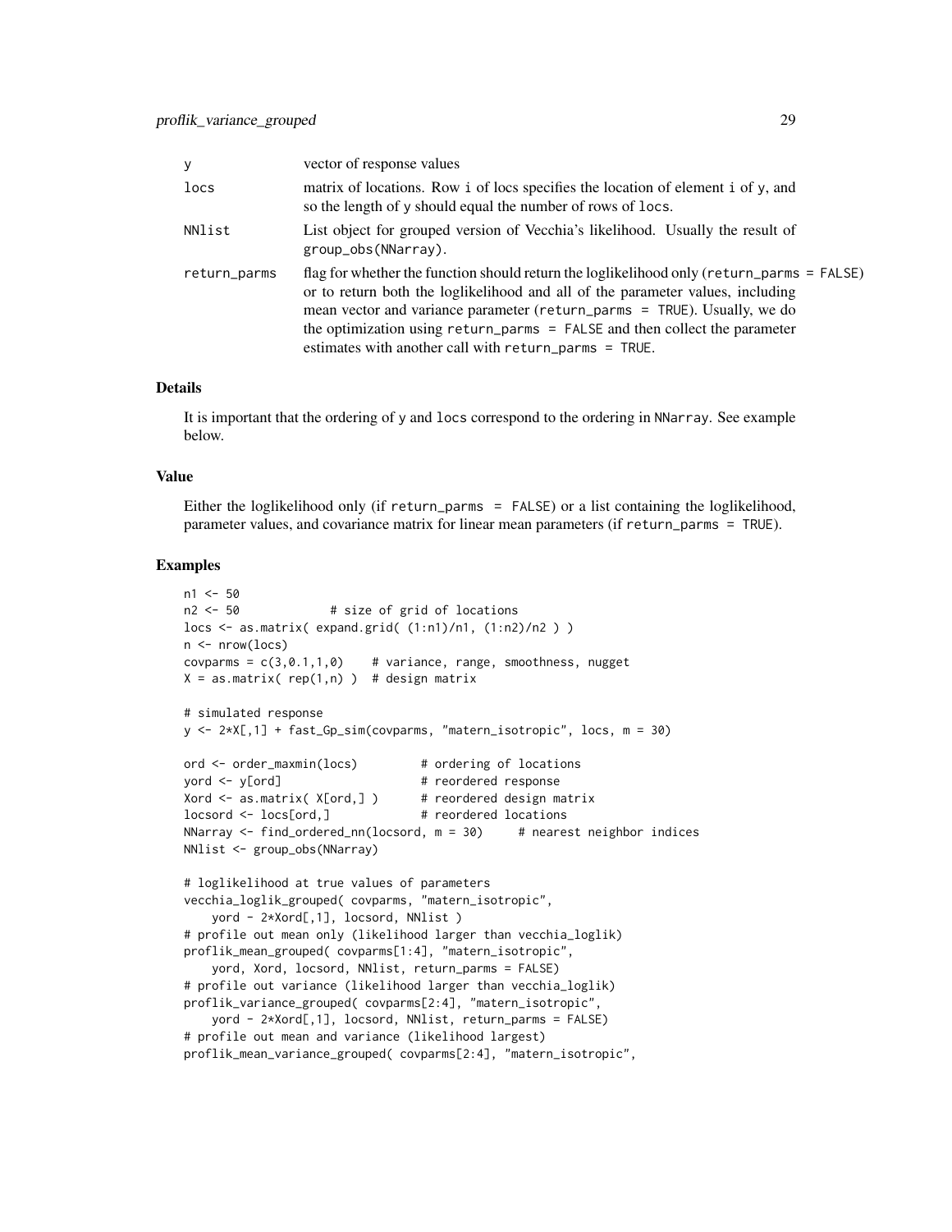| | |
|---|---|
| `y` | vector of response values |
| `locs` | matrix of locations. Row `i` of locs specifies the location of element `i` of `y`, and so the length of `y` should equal the number of rows of `locs`. |
| `NNlist` | List object for grouped version of Vecchia's likelihood. Usually the result of `group_obs(NNarray)`. |
| `return_parms` | flag for whether the function should return the loglikelihood only (`return_parms = FALSE`) or to return both the loglikelihood and all of the parameter values, including mean vector and variance parameter (`return_parms = TRUE`). Usually, we do the optimization using `return_parms = FALSE` and then collect the parameter estimates with another call with `return_parms = TRUE`. |

### Details

It is important that the ordering of `y` and `locs` correspond to the ordering in `NNarray`. See example below.

### Value

Either the loglikelihood only (if `return_parms = FALSE`) or a list containing the loglikelihood, parameter values, and covariance matrix for linear mean parameters (if `return_parms = TRUE`).

### Examples

```
n1 <- 50
n2 <- 50             # size of grid of locations
locs <- as.matrix( expand.grid( (1:n1)/n1, (1:n2)/n2 ) )
n <- nrow(locs)
covparms = c(3,0.1,1,0)    # variance, range, smoothness, nugget
X = as.matrix( rep(1,n) )  # design matrix

# simulated response
y <- 2*X[,1] + fast_Gp_sim(covparms, "matern_isotropic", locs, m = 30)

ord <- order_maxmin(locs)         # ordering of locations
yord <- y[ord]                    # reordered response
Xord <- as.matrix( X[ord,] )      # reordered design matrix
locsord <- locs[ord,]             # reordered locations
NNarray <- find_ordered_nn(locsord, m = 30)     # nearest neighbor indices
NNlist <- group_obs(NNarray)

# loglikelihood at true values of parameters
vecchia_loglik_grouped( covparms, "matern_isotropic",
    yord - 2*Xord[,1], locsord, NNlist )
# profile out mean only (likelihood larger than vecchia_loglik)
proflik_mean_grouped( covparms[1:4], "matern_isotropic",
    yord, Xord, locsord, NNlist, return_parms = FALSE)
# profile out variance (likelihood larger than vecchia_loglik)
proflik_variance_grouped( covparms[2:4], "matern_isotropic",
    yord - 2*Xord[,1], locsord, NNlist, return_parms = FALSE)
# profile out mean and variance (likelihood largest)
proflik_mean_variance_grouped( covparms[2:4], "matern_isotropic",
```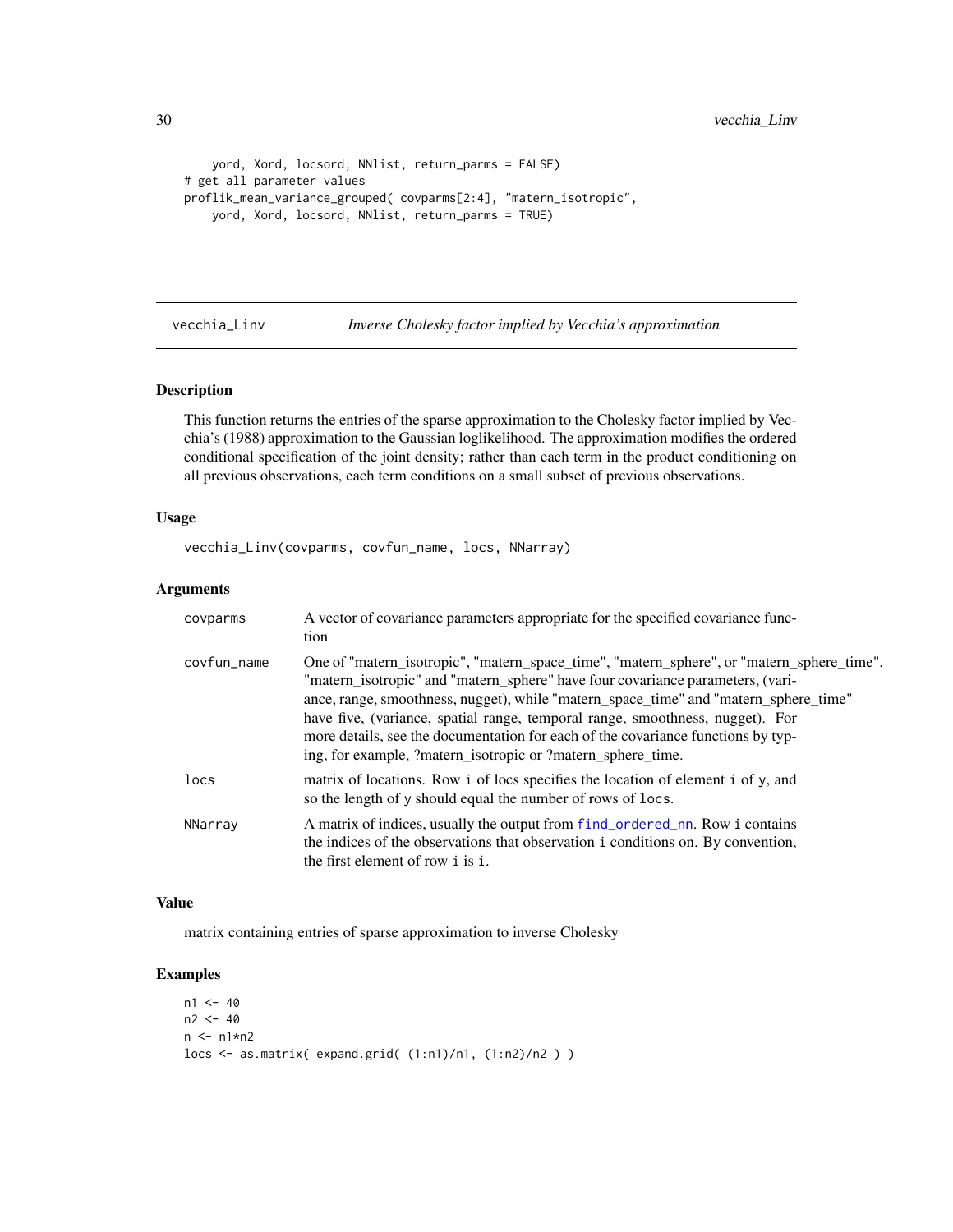```
    yord, Xord, locsord, NNlist, return_parms = FALSE)
# get all parameter values
proflik_mean_variance_grouped( covparms[2:4], "matern_isotropic",
    yord, Xord, locsord, NNlist, return_parms = TRUE)
```

## vecchia_Linv — *Inverse Cholesky factor implied by Vecchia's approximation*

### Description

This function returns the entries of the sparse approximation to the Cholesky factor implied by Vecchia's (1988) approximation to the Gaussian loglikelihood. The approximation modifies the ordered conditional specification of the joint density; rather than each term in the product conditioning on all previous observations, each term conditions on a small subset of previous observations.

### Usage

```
vecchia_Linv(covparms, covfun_name, locs, NNarray)
```

### Arguments

| | |
|---|---|
| `covparms` | A vector of covariance parameters appropriate for the specified covariance function |
| `covfun_name` | One of "matern_isotropic", "matern_space_time", "matern_sphere", or "matern_sphere_time". "matern_isotropic" and "matern_sphere" have four covariance parameters, (variance, range, smoothness, nugget), while "matern_space_time" and "matern_sphere_time" have five, (variance, spatial range, temporal range, smoothness, nugget). For more details, see the documentation for each of the covariance functions by typing, for example, ?matern_isotropic or ?matern_sphere_time. |
| `locs` | matrix of locations. Row `i` of locs specifies the location of element `i` of `y`, and so the length of `y` should equal the number of rows of `locs`. |
| `NNarray` | A matrix of indices, usually the output from `find_ordered_nn`. Row `i` contains the indices of the observations that observation `i` conditions on. By convention, the first element of row `i` is `i`. |

### Value

matrix containing entries of sparse approximation to inverse Cholesky

### Examples

```
n1 <- 40
n2 <- 40
n <- n1*n2
locs <- as.matrix( expand.grid( (1:n1)/n1, (1:n2)/n2 ) )
```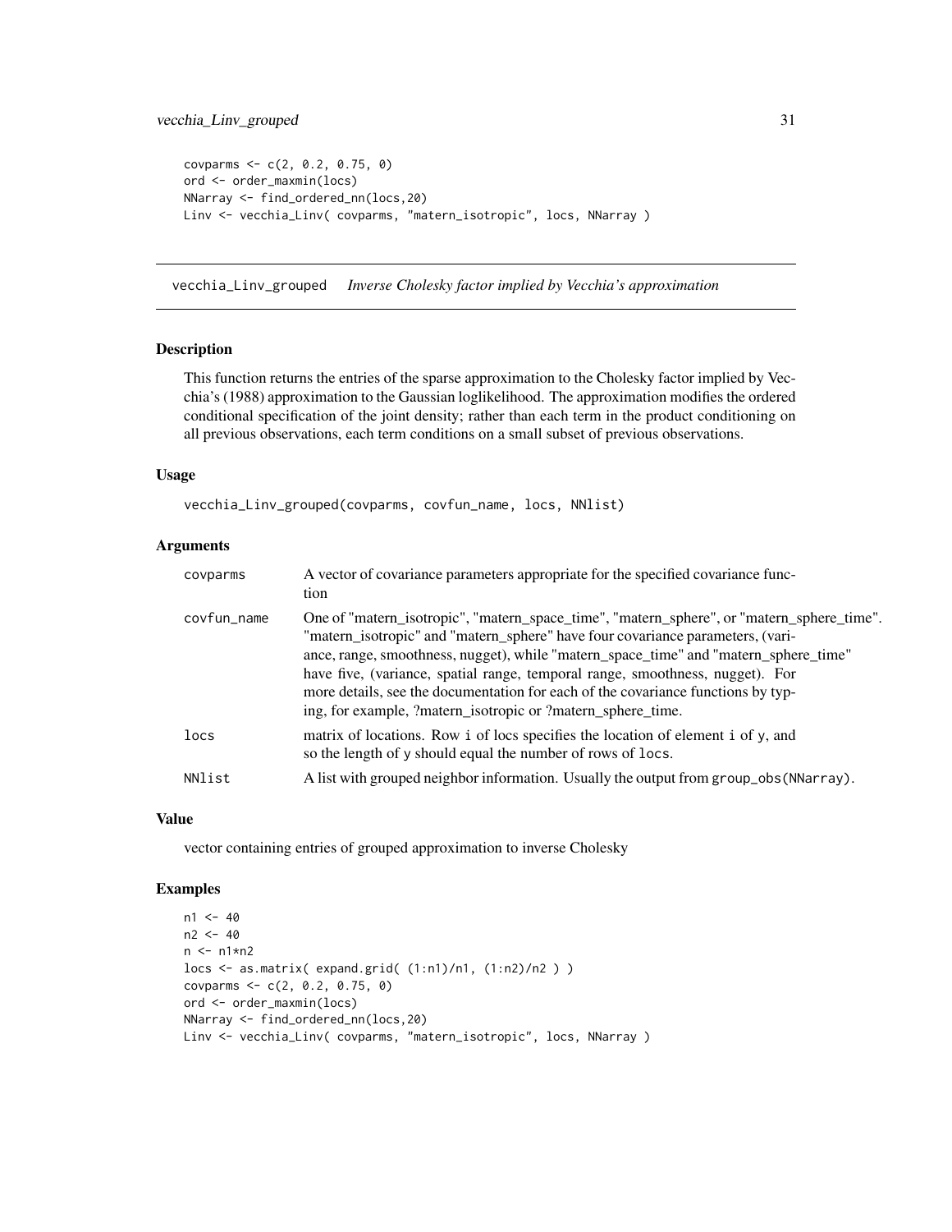```
covparms <- c(2, 0.2, 0.75, 0)
ord <- order_maxmin(locs)
NNarray <- find_ordered_nn(locs,20)
Linv <- vecchia_Linv( covparms, "matern_isotropic", locs, NNarray )
```

## vecchia_Linv_grouped — *Inverse Cholesky factor implied by Vecchia's approximation*

### Description

This function returns the entries of the sparse approximation to the Cholesky factor implied by Vecchia's (1988) approximation to the Gaussian loglikelihood. The approximation modifies the ordered conditional specification of the joint density; rather than each term in the product conditioning on all previous observations, each term conditions on a small subset of previous observations.

### Usage

```
vecchia_Linv_grouped(covparms, covfun_name, locs, NNlist)
```

### Arguments

| | |
|---|---|
| covparms | A vector of covariance parameters appropriate for the specified covariance function |
| covfun_name | One of "matern_isotropic", "matern_space_time", "matern_sphere", or "matern_sphere_time". "matern_isotropic" and "matern_sphere" have four covariance parameters, (variance, range, smoothness, nugget), while "matern_space_time" and "matern_sphere_time" have five, (variance, spatial range, temporal range, smoothness, nugget). For more details, see the documentation for each of the covariance functions by typing, for example, ?matern_isotropic or ?matern_sphere_time. |
| locs | matrix of locations. Row `i` of locs specifies the location of element `i` of `y`, and so the length of `y` should equal the number of rows of `locs`. |
| NNlist | A list with grouped neighbor information. Usually the output from `group_obs(NNarray)`. |

### Value

vector containing entries of grouped approximation to inverse Cholesky

### Examples

```
n1 <- 40
n2 <- 40
n <- n1*n2
locs <- as.matrix( expand.grid( (1:n1)/n1, (1:n2)/n2 ) )
covparms <- c(2, 0.2, 0.75, 0)
ord <- order_maxmin(locs)
NNarray <- find_ordered_nn(locs,20)
Linv <- vecchia_Linv( covparms, "matern_isotropic", locs, NNarray )
```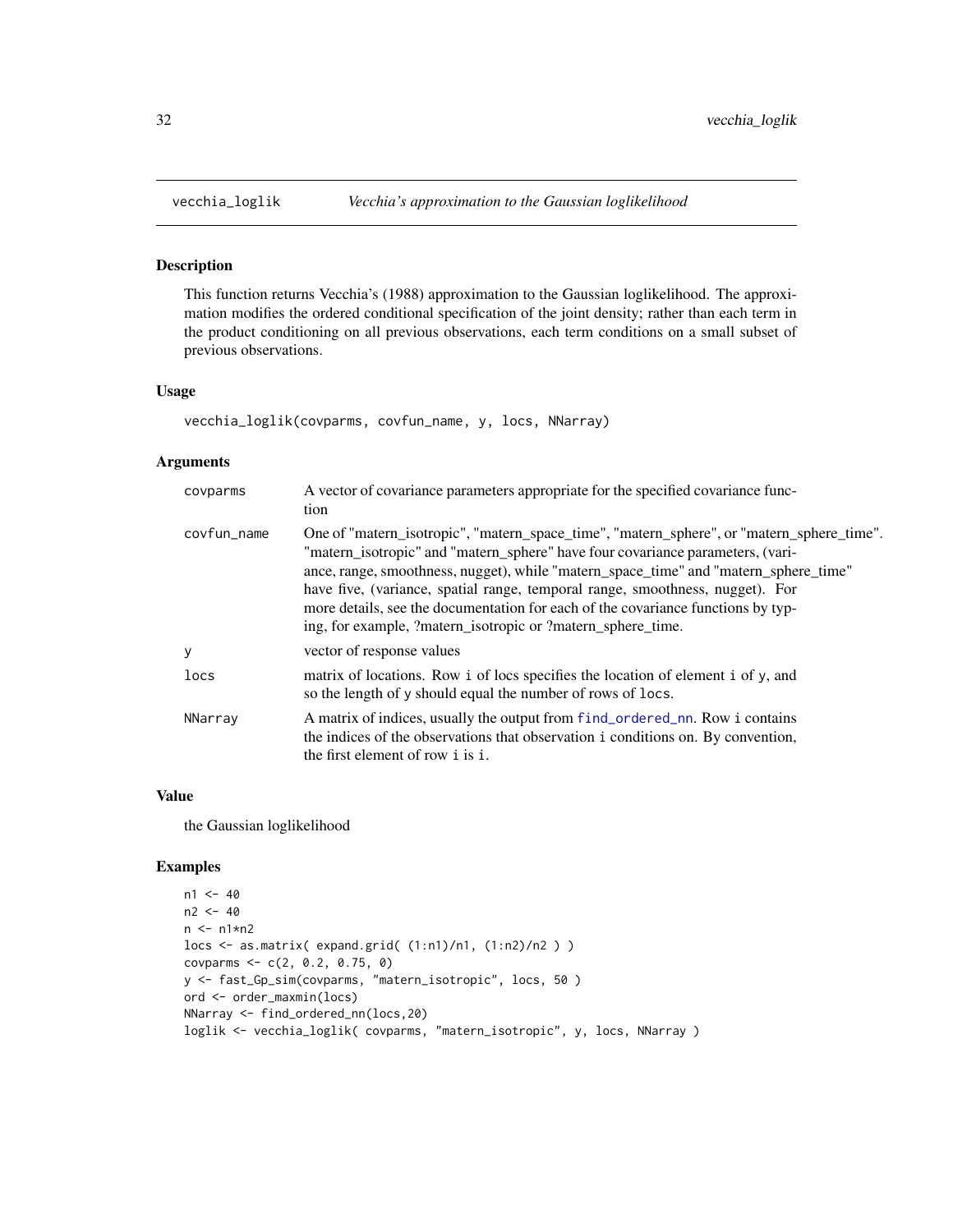# vecchia_loglik — *Vecchia's approximation to the Gaussian loglikelihood*

## Description

This function returns Vecchia's (1988) approximation to the Gaussian loglikelihood. The approximation modifies the ordered conditional specification of the joint density; rather than each term in the product conditioning on all previous observations, each term conditions on a small subset of previous observations.

## Usage

```
vecchia_loglik(covparms, covfun_name, y, locs, NNarray)
```

## Arguments

| | |
|---|---|
| covparms | A vector of covariance parameters appropriate for the specified covariance function |
| covfun_name | One of "matern_isotropic", "matern_space_time", "matern_sphere", or "matern_sphere_time". "matern_isotropic" and "matern_sphere" have four covariance parameters, (variance, range, smoothness, nugget), while "matern_space_time" and "matern_sphere_time" have five, (variance, spatial range, temporal range, smoothness, nugget). For more details, see the documentation for each of the covariance functions by typing, for example, ?matern_isotropic or ?matern_sphere_time. |
| y | vector of response values |
| locs | matrix of locations. Row `i` of locs specifies the location of element `i` of `y`, and so the length of `y` should equal the number of rows of `locs`. |
| NNarray | A matrix of indices, usually the output from `find_ordered_nn`. Row `i` contains the indices of the observations that observation `i` conditions on. By convention, the first element of row `i` is `i`. |

## Value

the Gaussian loglikelihood

## Examples

```
n1 <- 40
n2 <- 40
n <- n1*n2
locs <- as.matrix( expand.grid( (1:n1)/n1, (1:n2)/n2 ) )
covparms <- c(2, 0.2, 0.75, 0)
y <- fast_Gp_sim(covparms, "matern_isotropic", locs, 50 )
ord <- order_maxmin(locs)
NNarray <- find_ordered_nn(locs,20)
loglik <- vecchia_loglik( covparms, "matern_isotropic", y, locs, NNarray )
```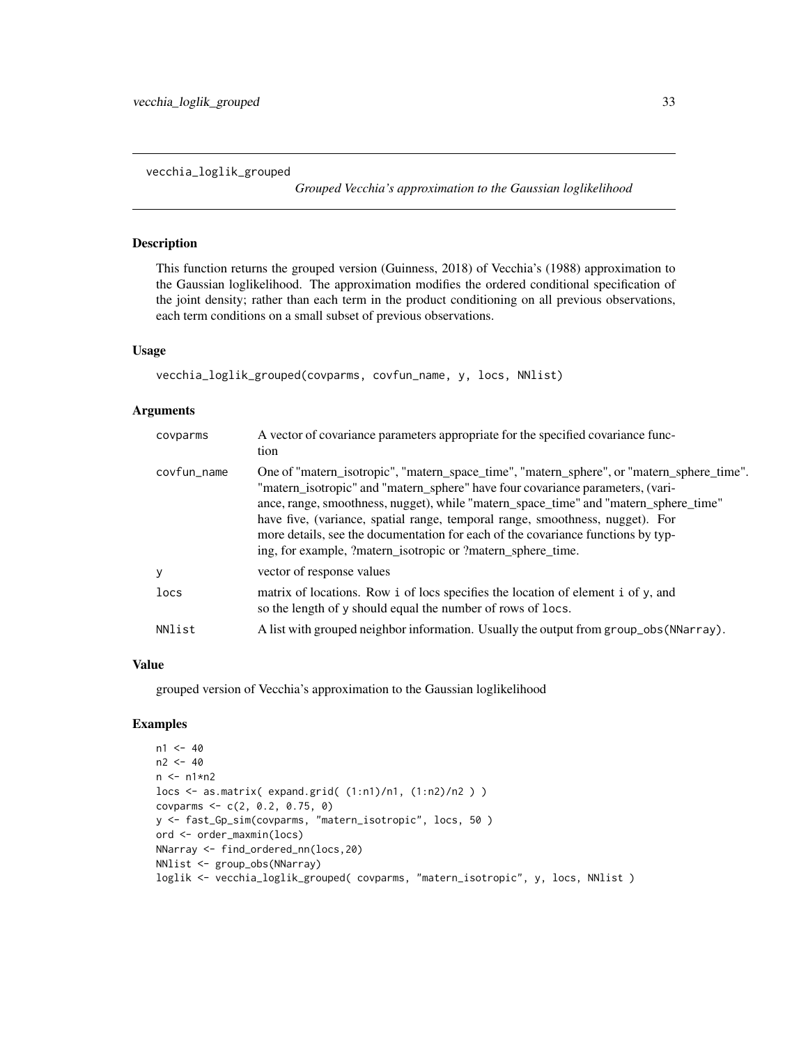vecchia_loglik_grouped

*Grouped Vecchia's approximation to the Gaussian loglikelihood*

## Description

This function returns the grouped version (Guinness, 2018) of Vecchia's (1988) approximation to the Gaussian loglikelihood. The approximation modifies the ordered conditional specification of the joint density; rather than each term in the product conditioning on all previous observations, each term conditions on a small subset of previous observations.

## Usage

```
vecchia_loglik_grouped(covparms, covfun_name, y, locs, NNlist)
```

## Arguments

| | |
|---|---|
| covparms | A vector of covariance parameters appropriate for the specified covariance function |
| covfun_name | One of "matern_isotropic", "matern_space_time", "matern_sphere", or "matern_sphere_time". "matern_isotropic" and "matern_sphere" have four covariance parameters, (variance, range, smoothness, nugget), while "matern_space_time" and "matern_sphere_time" have five, (variance, spatial range, temporal range, smoothness, nugget). For more details, see the documentation for each of the covariance functions by typing, for example, ?matern_isotropic or ?matern_sphere_time. |
| y | vector of response values |
| locs | matrix of locations. Row `i` of locs specifies the location of element `i` of `y`, and so the length of `y` should equal the number of rows of `locs`. |
| NNlist | A list with grouped neighbor information. Usually the output from `group_obs(NNarray)`. |

## Value

grouped version of Vecchia's approximation to the Gaussian loglikelihood

## Examples

```
n1 <- 40
n2 <- 40
n <- n1*n2
locs <- as.matrix( expand.grid( (1:n1)/n1, (1:n2)/n2 ) )
covparms <- c(2, 0.2, 0.75, 0)
y <- fast_Gp_sim(covparms, "matern_isotropic", locs, 50 )
ord <- order_maxmin(locs)
NNarray <- find_ordered_nn(locs,20)
NNlist <- group_obs(NNarray)
loglik <- vecchia_loglik_grouped( covparms, "matern_isotropic", y, locs, NNlist )
```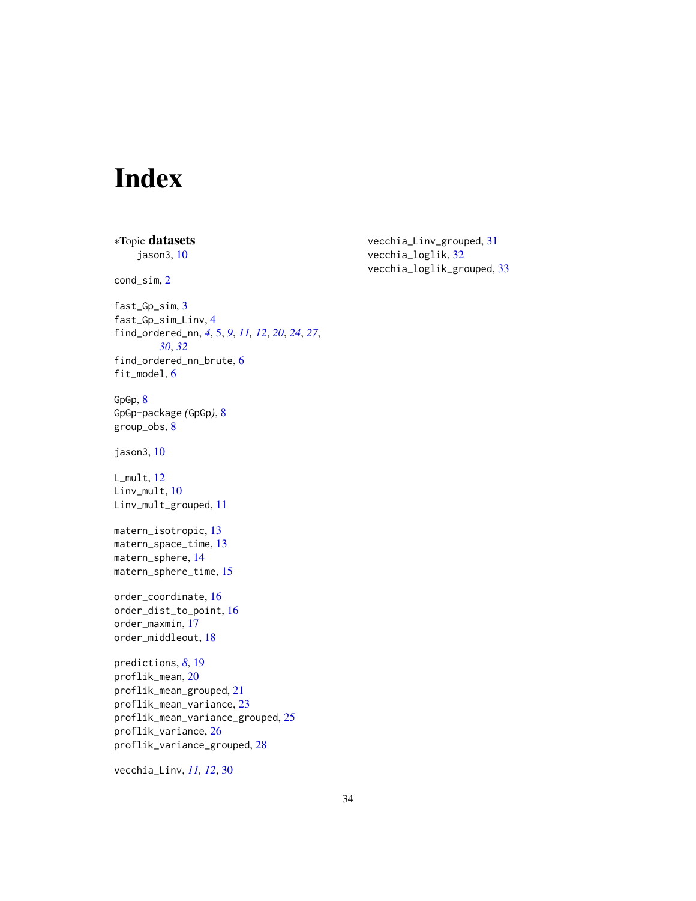# Index

∗Topic **datasets**
  jason3, 10

cond_sim, 2

fast_Gp_sim, 3
fast_Gp_sim_Linv, 4
find_ordered_nn, *4*, 5, *9*, *11, 12*, *20*, *24*, *27*, *30*, *32*
find_ordered_nn_brute, 6
fit_model, 6

GpGp, 8
GpGp-package *(*GpGp*)*, 8
group_obs, 8

jason3, 10

L_mult, 12
Linv_mult, 10
Linv_mult_grouped, 11

matern_isotropic, 13
matern_space_time, 13
matern_sphere, 14
matern_sphere_time, 15

order_coordinate, 16
order_dist_to_point, 16
order_maxmin, 17
order_middleout, 18

predictions, *8*, 19
proflik_mean, 20
proflik_mean_grouped, 21
proflik_mean_variance, 23
proflik_mean_variance_grouped, 25
proflik_variance, 26
proflik_variance_grouped, 28

vecchia_Linv, *11, 12*, 30
vecchia_Linv_grouped, 31
vecchia_loglik, 32
vecchia_loglik_grouped, 33